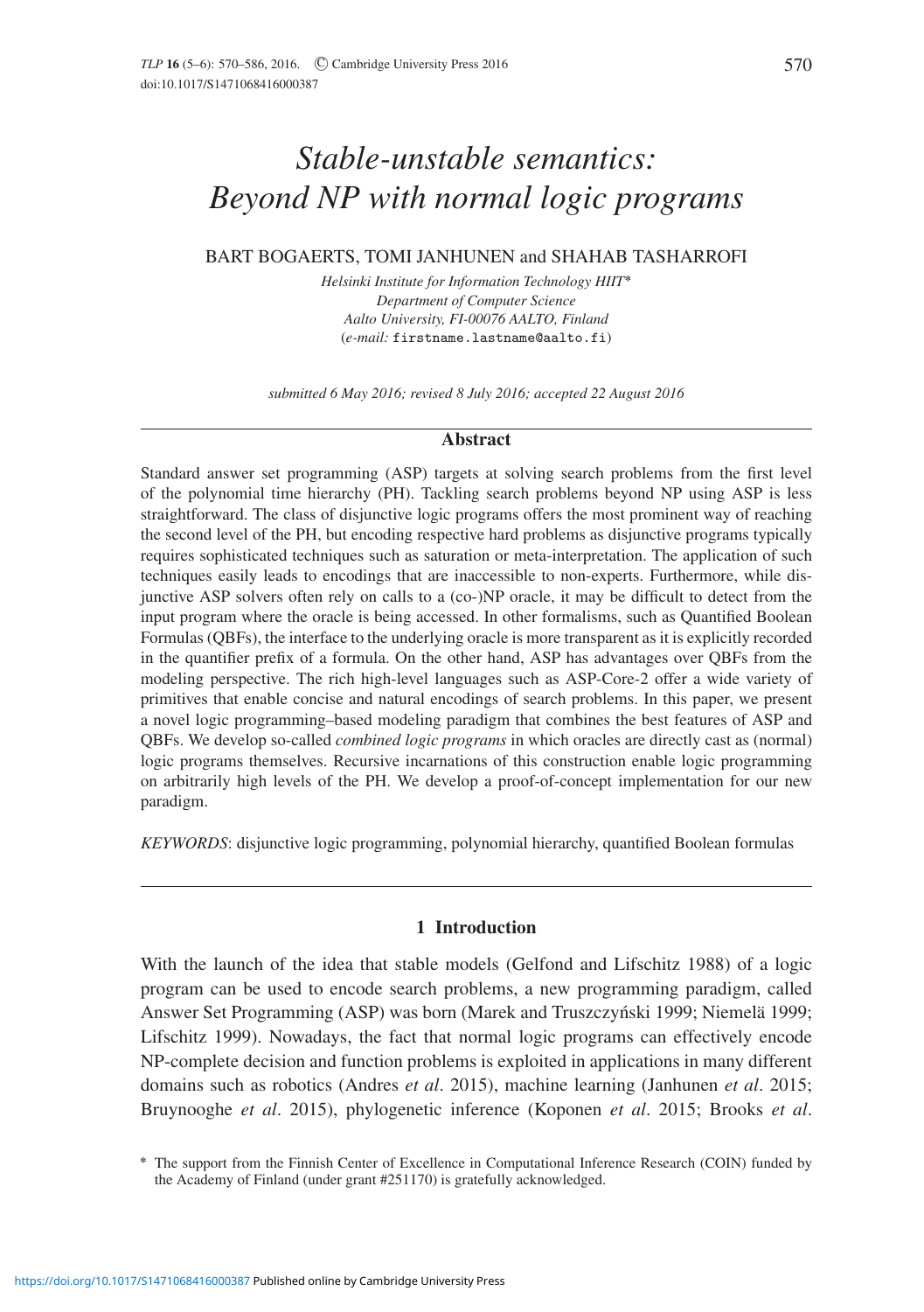# *Stable-unstable semantics: Beyond NP with normal logic programs*

BART BOGAERTS, TOMI JANHUNEN and SHAHAB TASHARROFI

*Helsinki Institute for Information Technology HIIT*\*
*Department of Computer Science*
*Aalto University, FI-00076 AALTO, Finland*
(*e-mail:* firstname.lastname@aalto.fi)

*submitted 6 May 2016; revised 8 July 2016; accepted 22 August 2016*

## Abstract

Standard answer set programming (ASP) targets at solving search problems from the first level of the polynomial time hierarchy (PH). Tackling search problems beyond NP using ASP is less straightforward. The class of disjunctive logic programs offers the most prominent way of reaching the second level of the PH, but encoding respective hard problems as disjunctive programs typically requires sophisticated techniques such as saturation or meta-interpretation. The application of such techniques easily leads to encodings that are inaccessible to non-experts. Furthermore, while disjunctive ASP solvers often rely on calls to a (co-)NP oracle, it may be difficult to detect from the input program where the oracle is being accessed. In other formalisms, such as Quantified Boolean Formulas (QBFs), the interface to the underlying oracle is more transparent as it is explicitly recorded in the quantifier prefix of a formula. On the other hand, ASP has advantages over QBFs from the modeling perspective. The rich high-level languages such as ASP-Core-2 offer a wide variety of primitives that enable concise and natural encodings of search problems. In this paper, we present a novel logic programming–based modeling paradigm that combines the best features of ASP and QBFs. We develop so-called *combined logic programs* in which oracles are directly cast as (normal) logic programs themselves. Recursive incarnations of this construction enable logic programming on arbitrarily high levels of the PH. We develop a proof-of-concept implementation for our new paradigm.

*KEYWORDS*: disjunctive logic programming, polynomial hierarchy, quantified Boolean formulas

## 1 Introduction

With the launch of the idea that stable models (Gelfond and Lifschitz 1988) of a logic program can be used to encode search problems, a new programming paradigm, called Answer Set Programming (ASP) was born (Marek and Truszczyński 1999; Niemelä 1999; Lifschitz 1999). Nowadays, the fact that normal logic programs can effectively encode NP-complete decision and function problems is exploited in applications in many different domains such as robotics (Andres *et al*. 2015), machine learning (Janhunen *et al*. 2015; Bruynooghe *et al*. 2015), phylogenetic inference (Koponen *et al*. 2015; Brooks *et al*.

\* The support from the Finnish Center of Excellence in Computational Inference Research (COIN) funded by the Academy of Finland (under grant #251170) is gratefully acknowledged.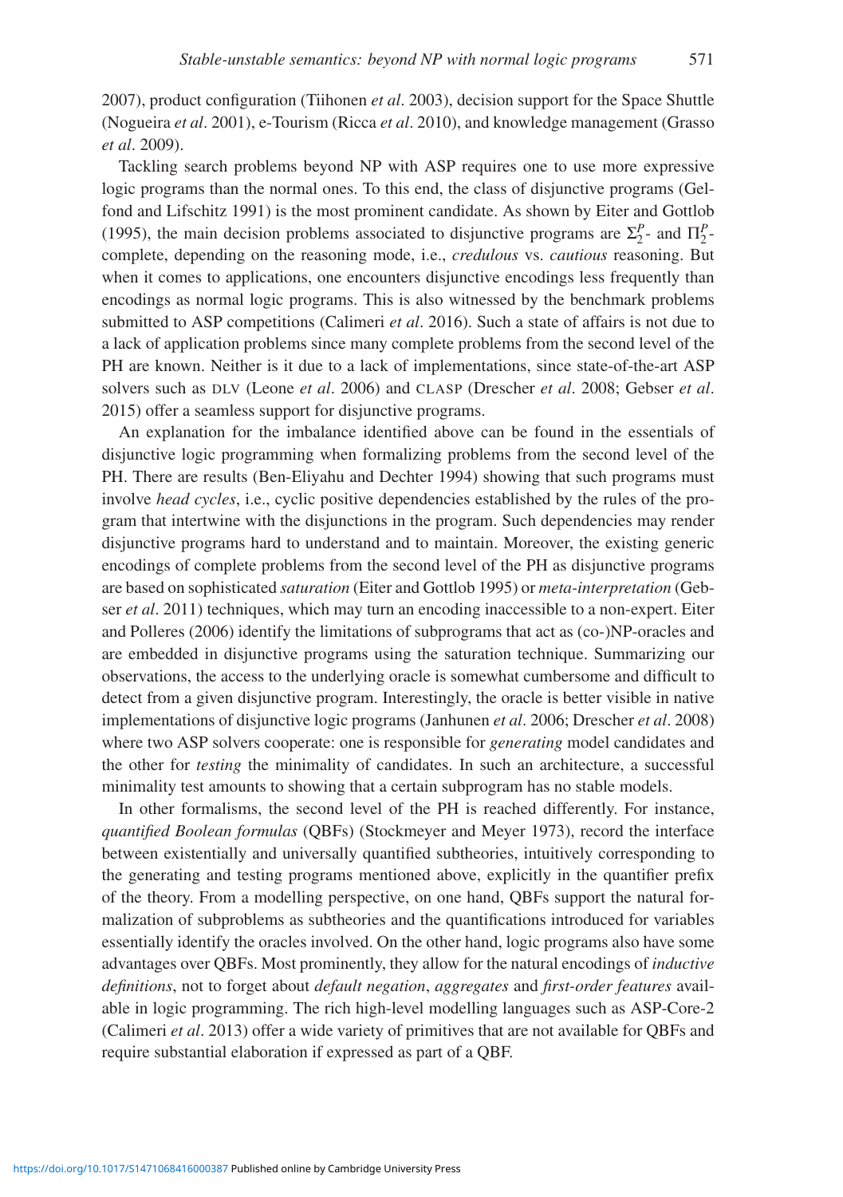2007), product configuration (Tiihonen *et al*. 2003), decision support for the Space Shuttle (Nogueira *et al*. 2001), e-Tourism (Ricca *et al*. 2010), and knowledge management (Grasso *et al*. 2009).

Tackling search problems beyond NP with ASP requires one to use more expressive logic programs than the normal ones. To this end, the class of disjunctive programs (Gelfond and Lifschitz 1991) is the most prominent candidate. As shown by Eiter and Gottlob (1995), the main decision problems associated to disjunctive programs are $\Sigma_2^P$- and $\Pi_2^P$-complete, depending on the reasoning mode, i.e., *credulous* vs. *cautious* reasoning. But when it comes to applications, one encounters disjunctive encodings less frequently than encodings as normal logic programs. This is also witnessed by the benchmark problems submitted to ASP competitions (Calimeri *et al*. 2016). Such a state of affairs is not due to a lack of application problems since many complete problems from the second level of the PH are known. Neither is it due to a lack of implementations, since state-of-the-art ASP solvers such as DLV (Leone *et al*. 2006) and CLASP (Drescher *et al*. 2008; Gebser *et al*. 2015) offer a seamless support for disjunctive programs.

An explanation for the imbalance identified above can be found in the essentials of disjunctive logic programming when formalizing problems from the second level of the PH. There are results (Ben-Eliyahu and Dechter 1994) showing that such programs must involve *head cycles*, i.e., cyclic positive dependencies established by the rules of the program that intertwine with the disjunctions in the program. Such dependencies may render disjunctive programs hard to understand and to maintain. Moreover, the existing generic encodings of complete problems from the second level of the PH as disjunctive programs are based on sophisticated *saturation* (Eiter and Gottlob 1995) or *meta-interpretation* (Gebser *et al*. 2011) techniques, which may turn an encoding inaccessible to a non-expert. Eiter and Polleres (2006) identify the limitations of subprograms that act as (co-)NP-oracles and are embedded in disjunctive programs using the saturation technique. Summarizing our observations, the access to the underlying oracle is somewhat cumbersome and difficult to detect from a given disjunctive program. Interestingly, the oracle is better visible in native implementations of disjunctive logic programs (Janhunen *et al*. 2006; Drescher *et al*. 2008) where two ASP solvers cooperate: one is responsible for *generating* model candidates and the other for *testing* the minimality of candidates. In such an architecture, a successful minimality test amounts to showing that a certain subprogram has no stable models.

In other formalisms, the second level of the PH is reached differently. For instance, *quantified Boolean formulas* (QBFs) (Stockmeyer and Meyer 1973), record the interface between existentially and universally quantified subtheories, intuitively corresponding to the generating and testing programs mentioned above, explicitly in the quantifier prefix of the theory. From a modelling perspective, on one hand, QBFs support the natural formalization of subproblems as subtheories and the quantifications introduced for variables essentially identify the oracles involved. On the other hand, logic programs also have some advantages over QBFs. Most prominently, they allow for the natural encodings of *inductive definitions*, not to forget about *default negation*, *aggregates* and *first-order features* available in logic programming. The rich high-level modelling languages such as ASP-Core-2 (Calimeri *et al*. 2013) offer a wide variety of primitives that are not available for QBFs and require substantial elaboration if expressed as part of a QBF.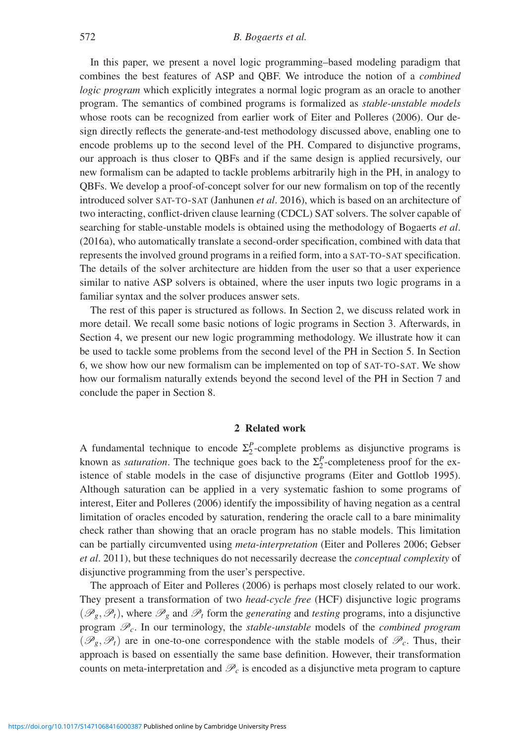In this paper, we present a novel logic programming–based modeling paradigm that combines the best features of ASP and QBF. We introduce the notion of a *combined logic program* which explicitly integrates a normal logic program as an oracle to another program. The semantics of combined programs is formalized as *stable-unstable models* whose roots can be recognized from earlier work of Eiter and Polleres (2006). Our design directly reflects the generate-and-test methodology discussed above, enabling one to encode problems up to the second level of the PH. Compared to disjunctive programs, our approach is thus closer to QBFs and if the same design is applied recursively, our new formalism can be adapted to tackle problems arbitrarily high in the PH, in analogy to QBFs. We develop a proof-of-concept solver for our new formalism on top of the recently introduced solver SAT-TO-SAT (Janhunen *et al*. 2016), which is based on an architecture of two interacting, conflict-driven clause learning (CDCL) SAT solvers. The solver capable of searching for stable-unstable models is obtained using the methodology of Bogaerts *et al*. (2016a), who automatically translate a second-order specification, combined with data that represents the involved ground programs in a reified form, into a SAT-TO-SAT specification. The details of the solver architecture are hidden from the user so that a user experience similar to native ASP solvers is obtained, where the user inputs two logic programs in a familiar syntax and the solver produces answer sets.

The rest of this paper is structured as follows. In Section 2, we discuss related work in more detail. We recall some basic notions of logic programs in Section 3. Afterwards, in Section 4, we present our new logic programming methodology. We illustrate how it can be used to tackle some problems from the second level of the PH in Section 5. In Section 6, we show how our new formalism can be implemented on top of SAT-TO-SAT. We show how our formalism naturally extends beyond the second level of the PH in Section 7 and conclude the paper in Section 8.

## 2 Related work

A fundamental technique to encode $\Sigma_2^P$-complete problems as disjunctive programs is known as *saturation*. The technique goes back to the $\Sigma_2^P$-completeness proof for the existence of stable models in the case of disjunctive programs (Eiter and Gottlob 1995). Although saturation can be applied in a very systematic fashion to some programs of interest, Eiter and Polleres (2006) identify the impossibility of having negation as a central limitation of oracles encoded by saturation, rendering the oracle call to a bare minimality check rather than showing that an oracle program has no stable models. This limitation can be partially circumvented using *meta-interpretation* (Eiter and Polleres 2006; Gebser *et al*. 2011), but these techniques do not necessarily decrease the *conceptual complexity* of disjunctive programming from the user's perspective.

The approach of Eiter and Polleres (2006) is perhaps most closely related to our work. They present a transformation of two *head-cycle free* (HCF) disjunctive logic programs $(\mathscr{P}_g, \mathscr{P}_t)$, where $\mathscr{P}_g$ and $\mathscr{P}_t$ form the *generating* and *testing* programs, into a disjunctive program $\mathscr{P}_c$. In our terminology, the *stable-unstable* models of the *combined program* $(\mathscr{P}_g, \mathscr{P}_t)$ are in one-to-one correspondence with the stable models of $\mathscr{P}_c$. Thus, their approach is based on essentially the same base definition. However, their transformation counts on meta-interpretation and $\mathscr{P}_c$ is encoded as a disjunctive meta program to capture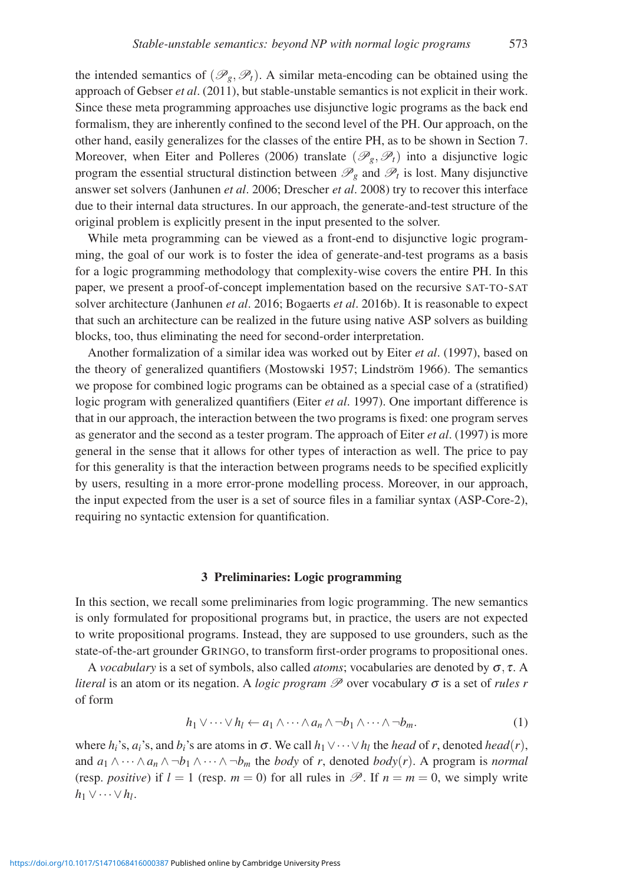the intended semantics of $(\mathscr{P}_g, \mathscr{P}_t)$. A similar meta-encoding can be obtained using the approach of Gebser *et al*. (2011), but stable-unstable semantics is not explicit in their work. Since these meta programming approaches use disjunctive logic programs as the back end formalism, they are inherently confined to the second level of the PH. Our approach, on the other hand, easily generalizes for the classes of the entire PH, as to be shown in Section 7. Moreover, when Eiter and Polleres (2006) translate $(\mathscr{P}_g, \mathscr{P}_t)$ into a disjunctive logic program the essential structural distinction between $\mathscr{P}_g$ and $\mathscr{P}_t$ is lost. Many disjunctive answer set solvers (Janhunen *et al*. 2006; Drescher *et al*. 2008) try to recover this interface due to their internal data structures. In our approach, the generate-and-test structure of the original problem is explicitly present in the input presented to the solver.

While meta programming can be viewed as a front-end to disjunctive logic programming, the goal of our work is to foster the idea of generate-and-test programs as a basis for a logic programming methodology that complexity-wise covers the entire PH. In this paper, we present a proof-of-concept implementation based on the recursive SAT-TO-SAT solver architecture (Janhunen *et al*. 2016; Bogaerts *et al*. 2016b). It is reasonable to expect that such an architecture can be realized in the future using native ASP solvers as building blocks, too, thus eliminating the need for second-order interpretation.

Another formalization of a similar idea was worked out by Eiter *et al*. (1997), based on the theory of generalized quantifiers (Mostowski 1957; Lindström 1966). The semantics we propose for combined logic programs can be obtained as a special case of a (stratified) logic program with generalized quantifiers (Eiter *et al*. 1997). One important difference is that in our approach, the interaction between the two programs is fixed: one program serves as generator and the second as a tester program. The approach of Eiter *et al*. (1997) is more general in the sense that it allows for other types of interaction as well. The price to pay for this generality is that the interaction between programs needs to be specified explicitly by users, resulting in a more error-prone modelling process. Moreover, in our approach, the input expected from the user is a set of source files in a familiar syntax (ASP-Core-2), requiring no syntactic extension for quantification.

## 3 Preliminaries: Logic programming

In this section, we recall some preliminaries from logic programming. The new semantics is only formulated for propositional programs but, in practice, the users are not expected to write propositional programs. Instead, they are supposed to use grounders, such as the state-of-the-art grounder GRINGO, to transform first-order programs to propositional ones.

A *vocabulary* is a set of symbols, also called *atoms*; vocabularies are denoted by $\sigma, \tau$. A *literal* is an atom or its negation. A *logic program* $\mathscr{P}$ over vocabulary $\sigma$ is a set of *rules* $r$ of form

$$h_1 \vee \cdots \vee h_l \leftarrow a_1 \wedge \cdots \wedge a_n \wedge \neg b_1 \wedge \cdots \wedge \neg b_m. \tag{1}$$

where $h_i$'s, $a_i$'s, and $b_i$'s are atoms in $\sigma$. We call $h_1 \vee \cdots \vee h_l$ the *head* of $r$, denoted *head*$(r)$, and $a_1 \wedge \cdots \wedge a_n \wedge \neg b_1 \wedge \cdots \wedge \neg b_m$ the *body* of $r$, denoted *body*$(r)$. A program is *normal* (resp. *positive*) if $l = 1$ (resp. $m = 0$) for all rules in $\mathscr{P}$. If $n = m = 0$, we simply write $h_1 \vee \cdots \vee h_l$.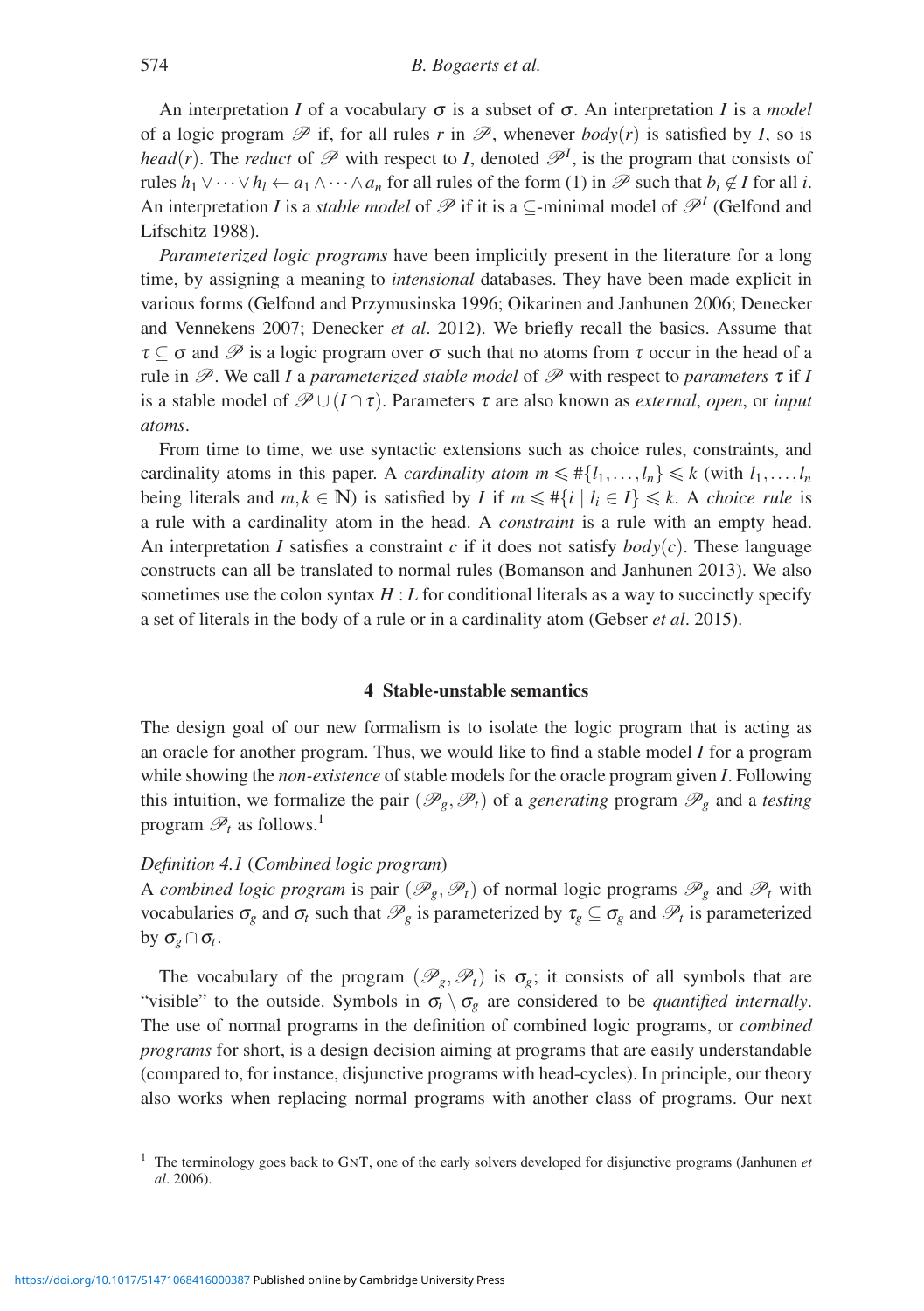An interpretation $I$ of a vocabulary $\sigma$ is a subset of $\sigma$. An interpretation $I$ is a *model* of a logic program $\mathscr{P}$ if, for all rules $r$ in $\mathscr{P}$, whenever $body(r)$ is satisfied by $I$, so is $head(r)$. The *reduct* of $\mathscr{P}$ with respect to $I$, denoted $\mathscr{P}^I$, is the program that consists of rules $h_1 \vee \cdots \vee h_l \leftarrow a_1 \wedge \cdots \wedge a_n$ for all rules of the form (1) in $\mathscr{P}$ such that $b_i \notin I$ for all $i$. An interpretation $I$ is a *stable model* of $\mathscr{P}$ if it is a $\subseteq$-minimal model of $\mathscr{P}^I$ (Gelfond and Lifschitz 1988).

*Parameterized logic programs* have been implicitly present in the literature for a long time, by assigning a meaning to *intensional* databases. They have been made explicit in various forms (Gelfond and Przymusinska 1996; Oikarinen and Janhunen 2006; Denecker and Vennekens 2007; Denecker *et al*. 2012). We briefly recall the basics. Assume that $\tau \subseteq \sigma$ and $\mathscr{P}$ is a logic program over $\sigma$ such that no atoms from $\tau$ occur in the head of a rule in $\mathscr{P}$. We call $I$ a *parameterized stable model* of $\mathscr{P}$ with respect to *parameters* $\tau$ if $I$ is a stable model of $\mathscr{P} \cup (I \cap \tau)$. Parameters $\tau$ are also known as *external*, *open*, or *input atoms*.

From time to time, we use syntactic extensions such as choice rules, constraints, and cardinality atoms in this paper. A *cardinality atom* $m \leqslant \#\{l_1, \ldots, l_n\} \leqslant k$ (with $l_1, \ldots, l_n$ being literals and $m, k \in \mathbb{N}$) is satisfied by $I$ if $m \leqslant \#\{i \mid l_i \in I\} \leqslant k$. A *choice rule* is a rule with a cardinality atom in the head. A *constraint* is a rule with an empty head. An interpretation $I$ satisfies a constraint $c$ if it does not satisfy $body(c)$. These language constructs can all be translated to normal rules (Bomanson and Janhunen 2013). We also sometimes use the colon syntax $H : L$ for conditional literals as a way to succinctly specify a set of literals in the body of a rule or in a cardinality atom (Gebser *et al*. 2015).

## 4 Stable-unstable semantics

The design goal of our new formalism is to isolate the logic program that is acting as an oracle for another program. Thus, we would like to find a stable model $I$ for a program while showing the *non-existence* of stable models for the oracle program given $I$. Following this intuition, we formalize the pair $(\mathscr{P}_g, \mathscr{P}_t)$ of a *generating* program $\mathscr{P}_g$ and a *testing* program $\mathscr{P}_t$ as follows.[1]

*Definition 4.1* (*Combined logic program*)
A *combined logic program* is pair $(\mathscr{P}_g, \mathscr{P}_t)$ of normal logic programs $\mathscr{P}_g$ and $\mathscr{P}_t$ with vocabularies $\sigma_g$ and $\sigma_t$ such that $\mathscr{P}_g$ is parameterized by $\tau_g \subseteq \sigma_g$ and $\mathscr{P}_t$ is parameterized by $\sigma_g \cap \sigma_t$.

The vocabulary of the program $(\mathscr{P}_g, \mathscr{P}_t)$ is $\sigma_g$; it consists of all symbols that are "visible" to the outside. Symbols in $\sigma_t \setminus \sigma_g$ are considered to be *quantified internally*. The use of normal programs in the definition of combined logic programs, or *combined programs* for short, is a design decision aiming at programs that are easily understandable (compared to, for instance, disjunctive programs with head-cycles). In principle, our theory also works when replacing normal programs with another class of programs. Our next

[1] The terminology goes back to GNT, one of the early solvers developed for disjunctive programs (Janhunen *et al*. 2006).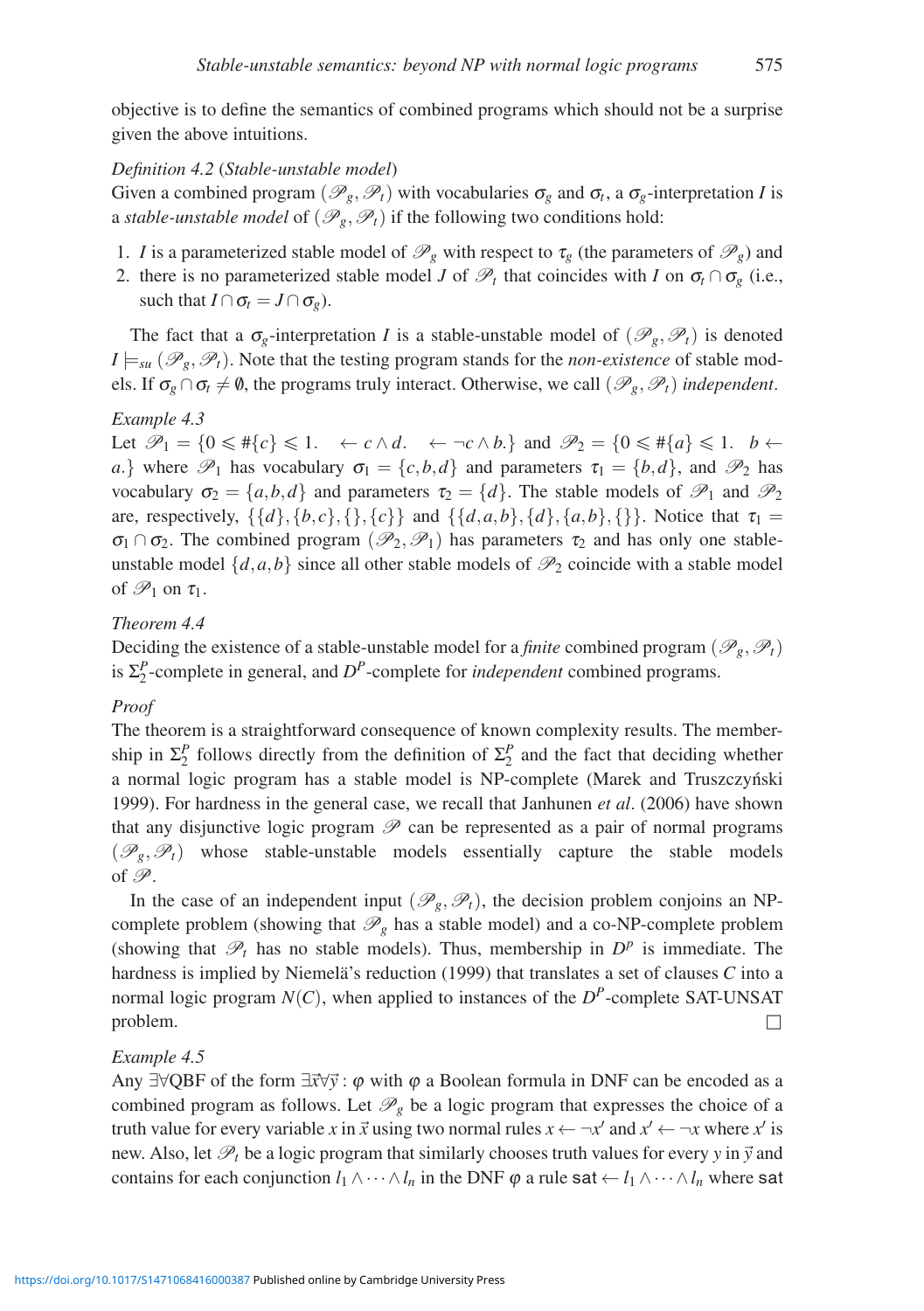objective is to define the semantics of combined programs which should not be a surprise given the above intuitions.

*Definition 4.2* (*Stable-unstable model*)
Given a combined program $(\mathscr{P}_g, \mathscr{P}_t)$ with vocabularies $\sigma_g$ and $\sigma_t$, a $\sigma_g$-interpretation $I$ is a *stable-unstable model* of $(\mathscr{P}_g, \mathscr{P}_t)$ if the following two conditions hold:

1. $I$ is a parameterized stable model of $\mathscr{P}_g$ with respect to $\tau_g$ (the parameters of $\mathscr{P}_g$) and
2. there is no parameterized stable model $J$ of $\mathscr{P}_t$ that coincides with $I$ on $\sigma_t \cap \sigma_g$ (i.e., such that $I \cap \sigma_t = J \cap \sigma_g$).

The fact that a $\sigma_g$-interpretation $I$ is a stable-unstable model of $(\mathscr{P}_g, \mathscr{P}_t)$ is denoted $I \models_{su} (\mathscr{P}_g, \mathscr{P}_t)$. Note that the testing program stands for the *non-existence* of stable models. If $\sigma_g \cap \sigma_t \neq \emptyset$, the programs truly interact. Otherwise, we call $(\mathscr{P}_g, \mathscr{P}_t)$ *independent*.

*Example 4.3*
Let $\mathscr{P}_1 = \{0 \leqslant \#\{c\} \leqslant 1. \quad \leftarrow c \wedge d. \quad \leftarrow \neg c \wedge b.\}$ and $\mathscr{P}_2 = \{0 \leqslant \#\{a\} \leqslant 1. \;\; b \leftarrow a.\}$ where $\mathscr{P}_1$ has vocabulary $\sigma_1 = \{c, b, d\}$ and parameters $\tau_1 = \{b, d\}$, and $\mathscr{P}_2$ has vocabulary $\sigma_2 = \{a, b, d\}$ and parameters $\tau_2 = \{d\}$. The stable models of $\mathscr{P}_1$ and $\mathscr{P}_2$ are, respectively, $\{\{d\}, \{b, c\}, \{\}, \{c\}\}$ and $\{\{d, a, b\}, \{d\}, \{a, b\}, \{\}\}$. Notice that $\tau_1 = \sigma_1 \cap \sigma_2$. The combined program $(\mathscr{P}_2, \mathscr{P}_1)$ has parameters $\tau_2$ and has only one stable-unstable model $\{d, a, b\}$ since all other stable models of $\mathscr{P}_2$ coincide with a stable model of $\mathscr{P}_1$ on $\tau_1$.

*Theorem 4.4*
Deciding the existence of a stable-unstable model for a *finite* combined program $(\mathscr{P}_g, \mathscr{P}_t)$ is $\Sigma_2^P$-complete in general, and $D^P$-complete for *independent* combined programs.

*Proof*
The theorem is a straightforward consequence of known complexity results. The membership in $\Sigma_2^P$ follows directly from the definition of $\Sigma_2^P$ and the fact that deciding whether a normal logic program has a stable model is NP-complete (Marek and Truszczyński 1999). For hardness in the general case, we recall that Janhunen *et al*. (2006) have shown that any disjunctive logic program $\mathscr{P}$ can be represented as a pair of normal programs $(\mathscr{P}_g, \mathscr{P}_t)$ whose stable-unstable models essentially capture the stable models of $\mathscr{P}$.

In the case of an independent input $(\mathscr{P}_g, \mathscr{P}_t)$, the decision problem conjoins an NP-complete problem (showing that $\mathscr{P}_g$ has a stable model) and a co-NP-complete problem (showing that $\mathscr{P}_t$ has no stable models). Thus, membership in $D^p$ is immediate. The hardness is implied by Niemelä's reduction (1999) that translates a set of clauses $C$ into a normal logic program $N(C)$, when applied to instances of the $D^P$-complete SAT-UNSAT problem. □

*Example 4.5*
Any $\exists\forall$QBF of the form $\exists\vec{x}\forall\vec{y} : \varphi$ with $\varphi$ a Boolean formula in DNF can be encoded as a combined program as follows. Let $\mathscr{P}_g$ be a logic program that expresses the choice of a truth value for every variable $x$ in $\vec{x}$ using two normal rules $x \leftarrow \neg x'$ and $x' \leftarrow \neg x$ where $x'$ is new. Also, let $\mathscr{P}_t$ be a logic program that similarly chooses truth values for every $y$ in $\vec{y}$ and contains for each conjunction $l_1 \wedge \cdots \wedge l_n$ in the DNF $\varphi$ a rule $\mathsf{sat} \leftarrow l_1 \wedge \cdots \wedge l_n$ where $\mathsf{sat}$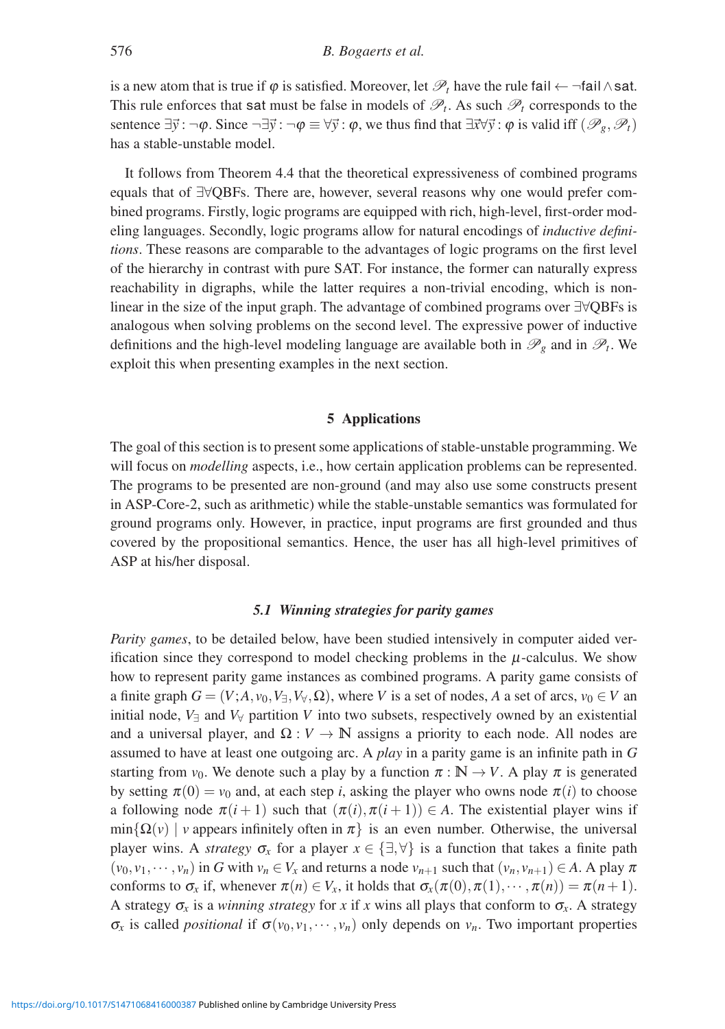is a new atom that is true if $\varphi$ is satisfied. Moreover, let $\mathscr{P}_t$ have the rule $\mathsf{fail} \leftarrow \neg\mathsf{fail} \wedge \mathsf{sat}$. This rule enforces that $\mathsf{sat}$ must be false in models of $\mathscr{P}_t$. As such $\mathscr{P}_t$ corresponds to the sentence $\exists\vec{y} : \neg\varphi$. Since $\neg\exists\vec{y} : \neg\varphi \equiv \forall\vec{y} : \varphi$, we thus find that $\exists\vec{x}\forall\vec{y} : \varphi$ is valid iff $(\mathscr{P}_g, \mathscr{P}_t)$ has a stable-unstable model.

It follows from Theorem 4.4 that the theoretical expressiveness of combined programs equals that of $\exists\forall$QBFs. There are, however, several reasons why one would prefer combined programs. Firstly, logic programs are equipped with rich, high-level, first-order modeling languages. Secondly, logic programs allow for natural encodings of *inductive definitions*. These reasons are comparable to the advantages of logic programs on the first level of the hierarchy in contrast with pure SAT. For instance, the former can naturally express reachability in digraphs, while the latter requires a non-trivial encoding, which is non-linear in the size of the input graph. The advantage of combined programs over $\exists\forall$QBFs is analogous when solving problems on the second level. The expressive power of inductive definitions and the high-level modeling language are available both in $\mathscr{P}_g$ and in $\mathscr{P}_t$. We exploit this when presenting examples in the next section.

## 5 Applications

The goal of this section is to present some applications of stable-unstable programming. We will focus on *modelling* aspects, i.e., how certain application problems can be represented. The programs to be presented are non-ground (and may also use some constructs present in ASP-Core-2, such as arithmetic) while the stable-unstable semantics was formulated for ground programs only. However, in practice, input programs are first grounded and thus covered by the propositional semantics. Hence, the user has all high-level primitives of ASP at his/her disposal.

### 5.1 Winning strategies for parity games

*Parity games*, to be detailed below, have been studied intensively in computer aided verification since they correspond to model checking problems in the $\mu$-calculus. We show how to represent parity game instances as combined programs. A parity game consists of a finite graph $G = (V; A, v_0, V_\exists, V_\forall, \Omega)$, where $V$ is a set of nodes, $A$ a set of arcs, $v_0 \in V$ an initial node, $V_\exists$ and $V_\forall$ partition $V$ into two subsets, respectively owned by an existential and a universal player, and $\Omega : V \to \mathbb{N}$ assigns a priority to each node. All nodes are assumed to have at least one outgoing arc. A *play* in a parity game is an infinite path in $G$ starting from $v_0$. We denote such a play by a function $\pi : \mathbb{N} \to V$. A play $\pi$ is generated by setting $\pi(0) = v_0$ and, at each step $i$, asking the player who owns node $\pi(i)$ to choose a following node $\pi(i+1)$ such that $(\pi(i), \pi(i+1)) \in A$. The existential player wins if $\min\{\Omega(v) \mid v \text{ appears infinitely often in } \pi\}$ is an even number. Otherwise, the universal player wins. A *strategy* $\sigma_x$ for a player $x \in \{\exists, \forall\}$ is a function that takes a finite path $(v_0, v_1, \cdots, v_n)$ in $G$ with $v_n \in V_x$ and returns a node $v_{n+1}$ such that $(v_n, v_{n+1}) \in A$. A play $\pi$ conforms to $\sigma_x$ if, whenever $\pi(n) \in V_x$, it holds that $\sigma_x(\pi(0), \pi(1), \cdots, \pi(n)) = \pi(n+1)$. A strategy $\sigma_x$ is a *winning strategy* for $x$ if $x$ wins all plays that conform to $\sigma_x$. A strategy $\sigma_x$ is called *positional* if $\sigma(v_0, v_1, \cdots, v_n)$ only depends on $v_n$. Two important properties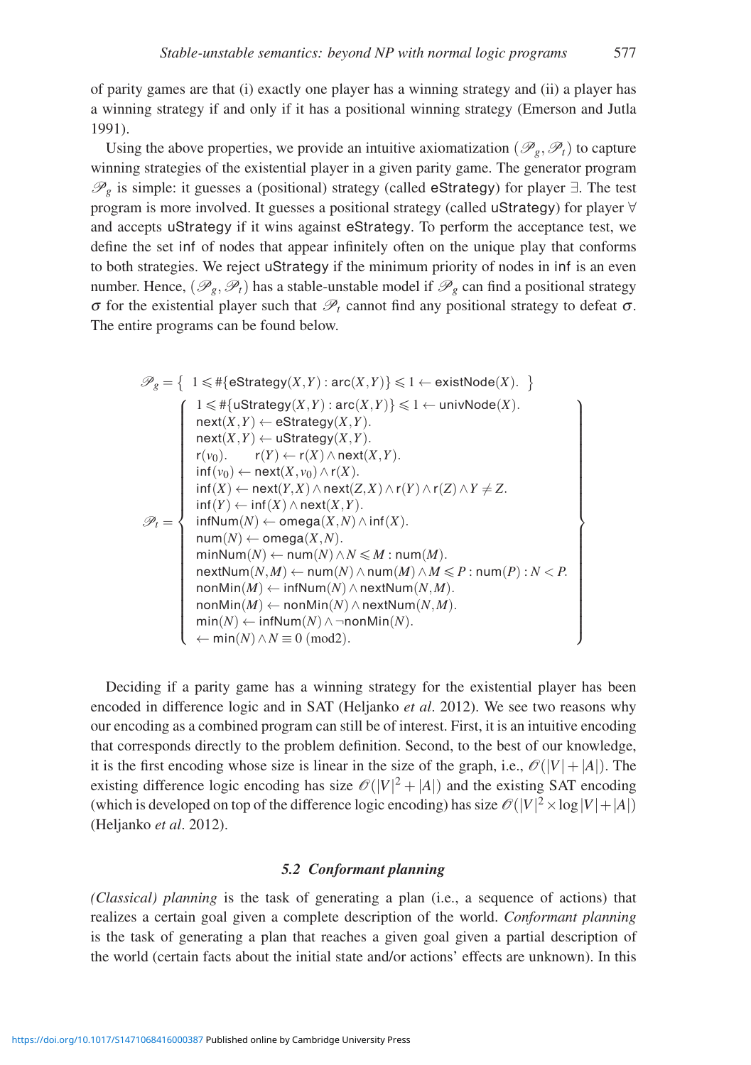of parity games are that (i) exactly one player has a winning strategy and (ii) a player has a winning strategy if and only if it has a positional winning strategy (Emerson and Jutla 1991).

Using the above properties, we provide an intuitive axiomatization $(\mathscr{P}_g, \mathscr{P}_t)$ to capture winning strategies of the existential player in a given parity game. The generator program $\mathscr{P}_g$ is simple: it guesses a (positional) strategy (called eStrategy) for player $\exists$. The test program is more involved. It guesses a positional strategy (called uStrategy) for player $\forall$ and accepts uStrategy if it wins against eStrategy. To perform the acceptance test, we define the set inf of nodes that appear infinitely often on the unique play that conforms to both strategies. We reject uStrategy if the minimum priority of nodes in inf is an even number. Hence, $(\mathscr{P}_g, \mathscr{P}_t)$ has a stable-unstable model if $\mathscr{P}_g$ can find a positional strategy $\sigma$ for the existential player such that $\mathscr{P}_t$ cannot find any positional strategy to defeat $\sigma$. The entire programs can be found below.

$$\mathscr{P}_g = \{\ 1 \leqslant \#\{\mathsf{eStrategy}(X,Y) : \mathsf{arc}(X,Y)\} \leqslant 1 \leftarrow \mathsf{existNode}(X).\ \}$$

$$\mathscr{P}_t = \left\{ \begin{array}{l}
1 \leqslant \#\{\mathsf{uStrategy}(X,Y) : \mathsf{arc}(X,Y)\} \leqslant 1 \leftarrow \mathsf{univNode}(X). \\
\mathsf{next}(X,Y) \leftarrow \mathsf{eStrategy}(X,Y). \\
\mathsf{next}(X,Y) \leftarrow \mathsf{uStrategy}(X,Y). \\
\mathsf{r}(v_0). \qquad \mathsf{r}(Y) \leftarrow \mathsf{r}(X) \wedge \mathsf{next}(X,Y). \\
\mathsf{inf}(v_0) \leftarrow \mathsf{next}(X,v_0) \wedge \mathsf{r}(X). \\
\mathsf{inf}(X) \leftarrow \mathsf{next}(Y,X) \wedge \mathsf{next}(Z,X) \wedge \mathsf{r}(Y) \wedge \mathsf{r}(Z) \wedge Y \neq Z. \\
\mathsf{inf}(Y) \leftarrow \mathsf{inf}(X) \wedge \mathsf{next}(X,Y). \\
\mathsf{infNum}(N) \leftarrow \mathsf{omega}(X,N) \wedge \mathsf{inf}(X). \\
\mathsf{num}(N) \leftarrow \mathsf{omega}(X,N). \\
\mathsf{minNum}(N) \leftarrow \mathsf{num}(N) \wedge N \leqslant M : \mathsf{num}(M). \\
\mathsf{nextNum}(N,M) \leftarrow \mathsf{num}(N) \wedge \mathsf{num}(M) \wedge M \leqslant P : \mathsf{num}(P) : N < P. \\
\mathsf{nonMin}(M) \leftarrow \mathsf{infNum}(N) \wedge \mathsf{nextNum}(N,M). \\
\mathsf{nonMin}(M) \leftarrow \mathsf{nonMin}(N) \wedge \mathsf{nextNum}(N,M). \\
\mathsf{min}(N) \leftarrow \mathsf{infNum}(N) \wedge \neg\mathsf{nonMin}(N). \\
\leftarrow \mathsf{min}(N) \wedge N \equiv 0\ (\mathrm{mod}2).
\end{array} \right\}$$

Deciding if a parity game has a winning strategy for the existential player has been encoded in difference logic and in SAT (Heljanko *et al*. 2012). We see two reasons why our encoding as a combined program can still be of interest. First, it is an intuitive encoding that corresponds directly to the problem definition. Second, to the best of our knowledge, it is the first encoding whose size is linear in the size of the graph, i.e., $\mathcal{O}(|V| + |A|)$. The existing difference logic encoding has size $\mathcal{O}(|V|^2 + |A|)$ and the existing SAT encoding (which is developed on top of the difference logic encoding) has size $\mathcal{O}(|V|^2 \times \log|V| + |A|)$ (Heljanko *et al*. 2012).

### *5.2 Conformant planning*

*(Classical) planning* is the task of generating a plan (i.e., a sequence of actions) that realizes a certain goal given a complete description of the world. *Conformant planning* is the task of generating a plan that reaches a given goal given a partial description of the world (certain facts about the initial state and/or actions' effects are unknown). In this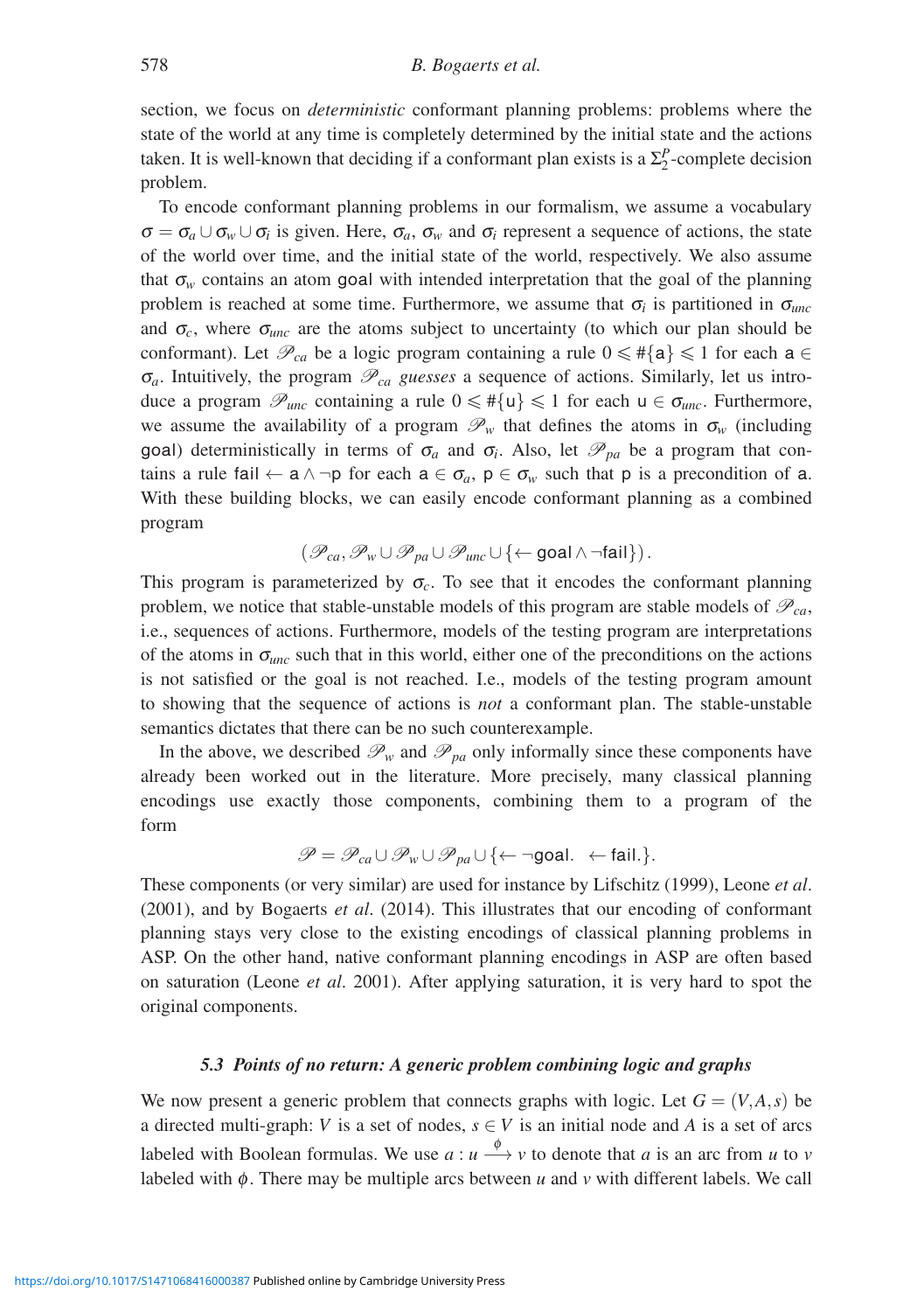section, we focus on *deterministic* conformant planning problems: problems where the state of the world at any time is completely determined by the initial state and the actions taken. It is well-known that deciding if a conformant plan exists is a $\Sigma_2^P$-complete decision problem.

To encode conformant planning problems in our formalism, we assume a vocabulary $\sigma = \sigma_a \cup \sigma_w \cup \sigma_i$ is given. Here, $\sigma_a$, $\sigma_w$ and $\sigma_i$ represent a sequence of actions, the state of the world over time, and the initial state of the world, respectively. We also assume that $\sigma_w$ contains an atom $\mathsf{goal}$ with intended interpretation that the goal of the planning problem is reached at some time. Furthermore, we assume that $\sigma_i$ is partitioned in $\sigma_{unc}$ and $\sigma_c$, where $\sigma_{unc}$ are the atoms subject to uncertainty (to which our plan should be conformant). Let $\mathscr{P}_{ca}$ be a logic program containing a rule $0 \leqslant \#\{\mathsf{a}\} \leqslant 1$ for each $\mathsf{a} \in \sigma_a$. Intuitively, the program $\mathscr{P}_{ca}$ *guesses* a sequence of actions. Similarly, let us introduce a program $\mathscr{P}_{unc}$ containing a rule $0 \leqslant \#\{\mathsf{u}\} \leqslant 1$ for each $\mathsf{u} \in \sigma_{unc}$. Furthermore, we assume the availability of a program $\mathscr{P}_w$ that defines the atoms in $\sigma_w$ (including $\mathsf{goal}$) deterministically in terms of $\sigma_a$ and $\sigma_i$. Also, let $\mathscr{P}_{pa}$ be a program that contains a rule $\mathsf{fail} \leftarrow \mathsf{a} \wedge \neg \mathsf{p}$ for each $\mathsf{a} \in \sigma_a$, $\mathsf{p} \in \sigma_w$ such that $\mathsf{p}$ is a precondition of $\mathsf{a}$. With these building blocks, we can easily encode conformant planning as a combined program

$$(\mathscr{P}_{ca}, \mathscr{P}_w \cup \mathscr{P}_{pa} \cup \mathscr{P}_{unc} \cup \{\leftarrow \mathsf{goal} \wedge \neg \mathsf{fail}\}).$$

This program is parameterized by $\sigma_c$. To see that it encodes the conformant planning problem, we notice that stable-unstable models of this program are stable models of $\mathscr{P}_{ca}$, i.e., sequences of actions. Furthermore, models of the testing program are interpretations of the atoms in $\sigma_{unc}$ such that in this world, either one of the preconditions on the actions is not satisfied or the goal is not reached. I.e., models of the testing program amount to showing that the sequence of actions is *not* a conformant plan. The stable-unstable semantics dictates that there can be no such counterexample.

In the above, we described $\mathscr{P}_w$ and $\mathscr{P}_{pa}$ only informally since these components have already been worked out in the literature. More precisely, many classical planning encodings use exactly those components, combining them to a program of the form

$$\mathscr{P} = \mathscr{P}_{ca} \cup \mathscr{P}_w \cup \mathscr{P}_{pa} \cup \{\leftarrow \neg \mathsf{goal}. \ \leftarrow \mathsf{fail}.\}.$$

These components (or very similar) are used for instance by Lifschitz (1999), Leone *et al.* (2001), and by Bogaerts *et al.* (2014). This illustrates that our encoding of conformant planning stays very close to the existing encodings of classical planning problems in ASP. On the other hand, native conformant planning encodings in ASP are often based on saturation (Leone *et al.* 2001). After applying saturation, it is very hard to spot the original components.

### 5.3 *Points of no return: A generic problem combining logic and graphs*

We now present a generic problem that connects graphs with logic. Let $G = (V, A, s)$ be a directed multi-graph: $V$ is a set of nodes, $s \in V$ is an initial node and $A$ is a set of arcs labeled with Boolean formulas. We use $a : u \xrightarrow{\phi} v$ to denote that $a$ is an arc from $u$ to $v$ labeled with $\phi$. There may be multiple arcs between $u$ and $v$ with different labels. We call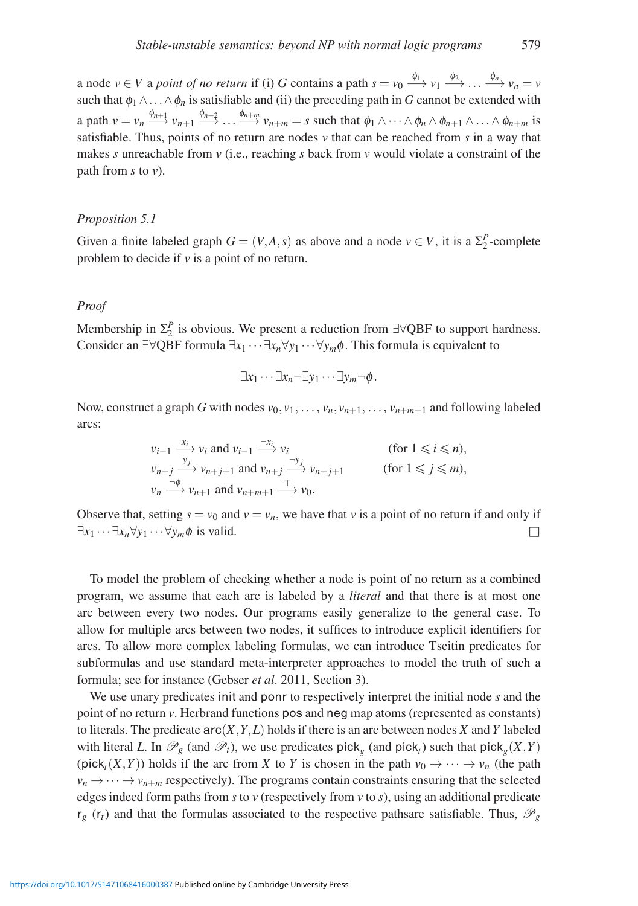a node $v \in V$ a *point of no return* if (i) $G$ contains a path $s = v_0 \xrightarrow{\phi_1} v_1 \xrightarrow{\phi_2} \dots \xrightarrow{\phi_n} v_n = v$ such that $\phi_1 \wedge \dots \wedge \phi_n$ is satisfiable and (ii) the preceding path in $G$ cannot be extended with a path $v = v_n \xrightarrow{\phi_{n+1}} v_{n+1} \xrightarrow{\phi_{n+2}} \dots \xrightarrow{\phi_{n+m}} v_{n+m} = s$ such that $\phi_1 \wedge \dots \wedge \phi_n \wedge \phi_{n+1} \wedge \dots \wedge \phi_{n+m}$ is satisfiable. Thus, points of no return are nodes $v$ that can be reached from $s$ in a way that makes $s$ unreachable from $v$ (i.e., reaching $s$ back from $v$ would violate a constraint of the path from $s$ to $v$).

*Proposition 5.1*

Given a finite labeled graph $G = (V, A, s)$ as above and a node $v \in V$, it is a $\Sigma_2^P$-complete problem to decide if $v$ is a point of no return.

*Proof*

Membership in $\Sigma_2^P$ is obvious. We present a reduction from $\exists\forall$QBF to support hardness. Consider an $\exists\forall$QBF formula $\exists x_1 \cdots \exists x_n \forall y_1 \cdots \forall y_m \phi$. This formula is equivalent to

$$\exists x_1 \cdots \exists x_n \neg \exists y_1 \cdots \exists y_m \neg \phi.$$

Now, construct a graph $G$ with nodes $v_0, v_1, \dots, v_n, v_{n+1}, \dots, v_{n+m+1}$ and following labeled arcs:

$$v_{i-1} \xrightarrow{x_i} v_i \text{ and } v_{i-1} \xrightarrow{\neg x_i} v_i \qquad \text{(for } 1 \leqslant i \leqslant n\text{)},$$
$$v_{n+j} \xrightarrow{y_j} v_{n+j+1} \text{ and } v_{n+j} \xrightarrow{\neg y_j} v_{n+j+1} \qquad \text{(for } 1 \leqslant j \leqslant m\text{)},$$
$$v_n \xrightarrow{\neg \phi} v_{n+1} \text{ and } v_{n+m+1} \xrightarrow{\top} v_0.$$

Observe that, setting $s = v_0$ and $v = v_n$, we have that $v$ is a point of no return if and only if $\exists x_1 \cdots \exists x_n \forall y_1 \cdots \forall y_m \phi$ is valid. □

To model the problem of checking whether a node is point of no return as a combined program, we assume that each arc is labeled by a *literal* and that there is at most one arc between every two nodes. Our programs easily generalize to the general case. To allow for multiple arcs between two nodes, it suffices to introduce explicit identifiers for arcs. To allow more complex labeling formulas, we can introduce Tseitin predicates for subformulas and use standard meta-interpreter approaches to model the truth of such a formula; see for instance (Gebser *et al*. 2011, Section 3).

We use unary predicates init and ponr to respectively interpret the initial node $s$ and the point of no return $v$. Herbrand functions pos and neg map atoms (represented as constants) to literals. The predicate $\mathsf{arc}(X,Y,L)$ holds if there is an arc between nodes $X$ and $Y$ labeled with literal $L$. In $\mathscr{P}_g$ (and $\mathscr{P}_t$), we use predicates $\mathsf{pick}_g$ (and $\mathsf{pick}_t$) such that $\mathsf{pick}_g(X,Y)$ ($\mathsf{pick}_t(X,Y)$) holds if the arc from $X$ to $Y$ is chosen in the path $v_0 \to \cdots \to v_n$ (the path $v_n \to \cdots \to v_{n+m}$ respectively). The programs contain constraints ensuring that the selected edges indeed form paths from $s$ to $v$ (respectively from $v$ to $s$), using an additional predicate $\mathsf{r}_g$ ($\mathsf{r}_t$) and that the formulas associated to the respective pathsare satisfiable. Thus, $\mathscr{P}_g$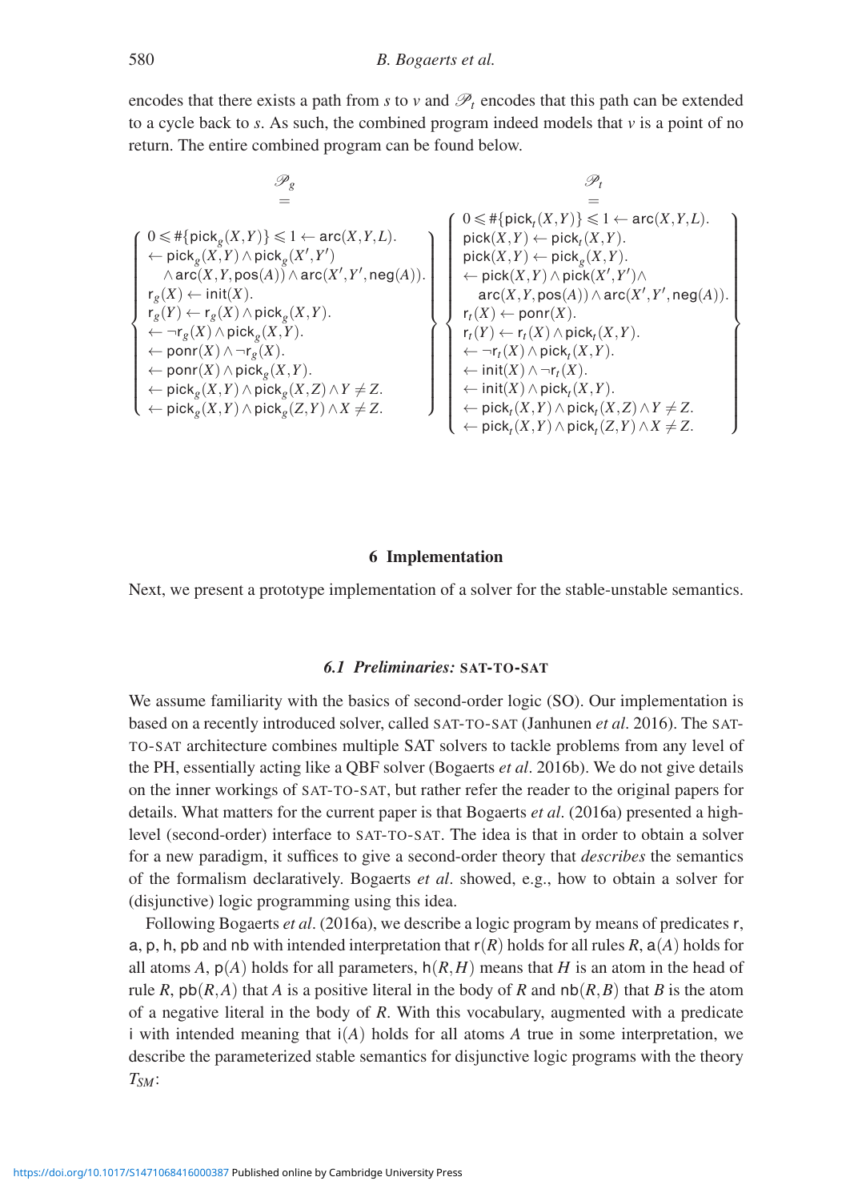encodes that there exists a path from $s$ to $v$ and $\mathscr{P}_t$ encodes that this path can be extended to a cycle back to $s$. As such, the combined program indeed models that $v$ is a point of no return. The entire combined program can be found below.

$$
\mathscr{P}_g = \left\{
\begin{array}{l}
0 \leqslant \#\{\mathsf{pick}_g(X,Y)\} \leqslant 1 \leftarrow \mathsf{arc}(X,Y,L).\\
\leftarrow \mathsf{pick}_g(X,Y) \wedge \mathsf{pick}_g(X',Y')\\
\quad \wedge \mathsf{arc}(X,Y,\mathsf{pos}(A)) \wedge \mathsf{arc}(X',Y',\mathsf{neg}(A)).\\
\mathsf{r}_g(X) \leftarrow \mathsf{init}(X).\\
\mathsf{r}_g(Y) \leftarrow \mathsf{r}_g(X) \wedge \mathsf{pick}_g(X,Y).\\
\leftarrow \neg \mathsf{r}_g(X) \wedge \mathsf{pick}_g(X,Y).\\
\leftarrow \mathsf{ponr}(X) \wedge \neg \mathsf{r}_g(X).\\
\leftarrow \mathsf{ponr}(X) \wedge \mathsf{pick}_g(X,Y).\\
\leftarrow \mathsf{pick}_g(X,Y) \wedge \mathsf{pick}_g(X,Z) \wedge Y \neq Z.\\
\leftarrow \mathsf{pick}_g(X,Y) \wedge \mathsf{pick}_g(Z,Y) \wedge X \neq Z.
\end{array}
\right\}
\qquad
\mathscr{P}_t = \left\{
\begin{array}{l}
0 \leqslant \#\{\mathsf{pick}_t(X,Y)\} \leqslant 1 \leftarrow \mathsf{arc}(X,Y,L).\\
\mathsf{pick}(X,Y) \leftarrow \mathsf{pick}_t(X,Y).\\
\mathsf{pick}(X,Y) \leftarrow \mathsf{pick}_g(X,Y).\\
\leftarrow \mathsf{pick}(X,Y) \wedge \mathsf{pick}(X',Y') \wedge\\
\quad \mathsf{arc}(X,Y,\mathsf{pos}(A)) \wedge \mathsf{arc}(X',Y',\mathsf{neg}(A)).\\
\mathsf{r}_t(X) \leftarrow \mathsf{ponr}(X).\\
\mathsf{r}_t(Y) \leftarrow \mathsf{r}_t(X) \wedge \mathsf{pick}_t(X,Y).\\
\leftarrow \neg \mathsf{r}_t(X) \wedge \mathsf{pick}_t(X,Y).\\
\leftarrow \mathsf{init}(X) \wedge \neg \mathsf{r}_t(X).\\
\leftarrow \mathsf{init}(X) \wedge \mathsf{pick}_t(X,Y).\\
\leftarrow \mathsf{pick}_t(X,Y) \wedge \mathsf{pick}_t(X,Z) \wedge Y \neq Z.\\
\leftarrow \mathsf{pick}_t(X,Y) \wedge \mathsf{pick}_t(Z,Y) \wedge X \neq Z.
\end{array}
\right\}
$$

## 6 Implementation

Next, we present a prototype implementation of a solver for the stable-unstable semantics.

### 6.1 Preliminaries: SAT-TO-SAT

We assume familiarity with the basics of second-order logic (SO). Our implementation is based on a recently introduced solver, called SAT-TO-SAT (Janhunen *et al*. 2016). The SAT-TO-SAT architecture combines multiple SAT solvers to tackle problems from any level of the PH, essentially acting like a QBF solver (Bogaerts *et al*. 2016b). We do not give details on the inner workings of SAT-TO-SAT, but rather refer the reader to the original papers for details. What matters for the current paper is that Bogaerts *et al*. (2016a) presented a high-level (second-order) interface to SAT-TO-SAT. The idea is that in order to obtain a solver for a new paradigm, it suffices to give a second-order theory that *describes* the semantics of the formalism declaratively. Bogaerts *et al*. showed, e.g., how to obtain a solver for (disjunctive) logic programming using this idea.

Following Bogaerts *et al*. (2016a), we describe a logic program by means of predicates $\mathsf{r}$, $\mathsf{a}$, $\mathsf{p}$, $\mathsf{h}$, $\mathsf{pb}$ and $\mathsf{nb}$ with intended interpretation that $\mathsf{r}(R)$ holds for all rules $R$, $\mathsf{a}(A)$ holds for all atoms $A$, $\mathsf{p}(A)$ holds for all parameters, $\mathsf{h}(R,H)$ means that $H$ is an atom in the head of rule $R$, $\mathsf{pb}(R,A)$ that $A$ is a positive literal in the body of $R$ and $\mathsf{nb}(R,B)$ that $B$ is the atom of a negative literal in the body of $R$. With this vocabulary, augmented with a predicate $\mathsf{i}$ with intended meaning that $\mathsf{i}(A)$ holds for all atoms $A$ true in some interpretation, we describe the parameterized stable semantics for disjunctive logic programs with the theory $T_{SM}$: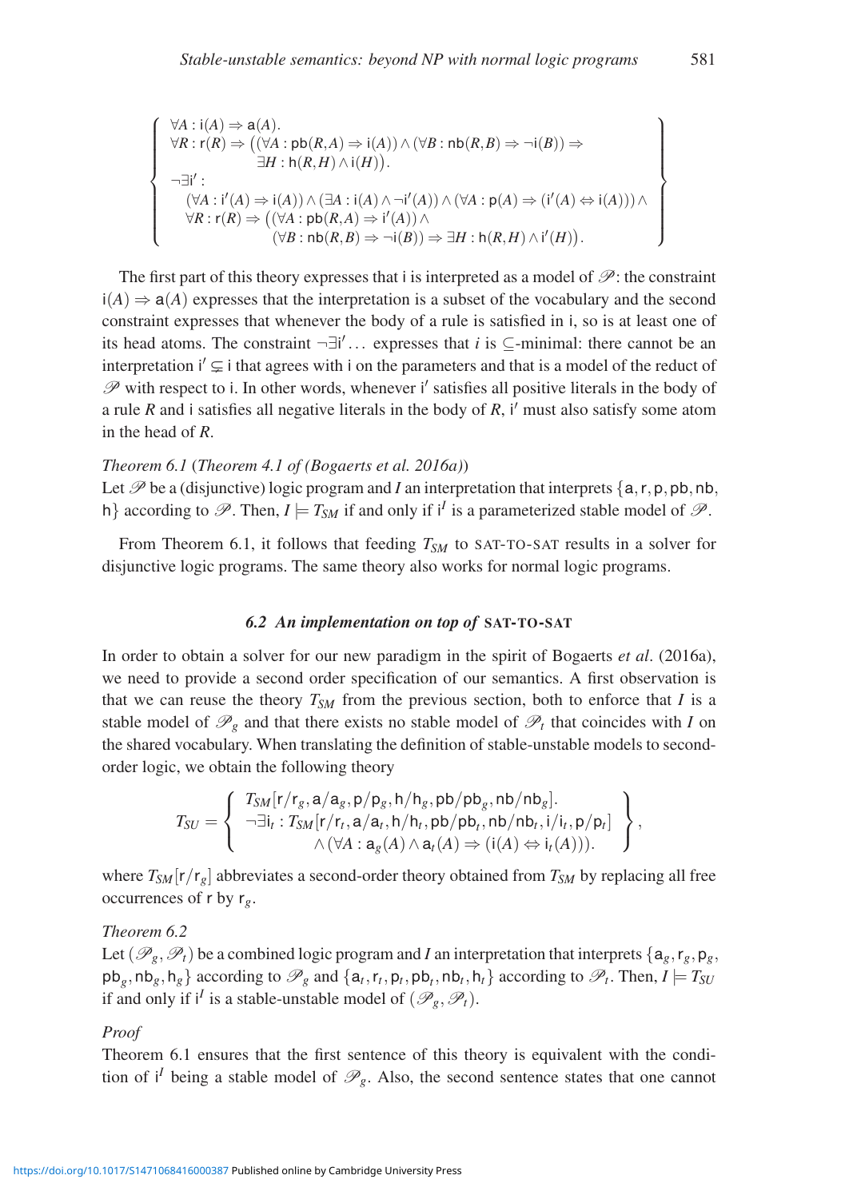$$
\left\{
\begin{array}{l}
\forall A : \mathsf{i}(A) \Rightarrow \mathsf{a}(A). \\
\forall R : \mathsf{r}(R) \Rightarrow \big((\forall A : \mathsf{pb}(R,A) \Rightarrow \mathsf{i}(A)) \wedge (\forall B : \mathsf{nb}(R,B) \Rightarrow \neg \mathsf{i}(B)) \Rightarrow \\
\qquad\qquad \exists H : \mathsf{h}(R,H) \wedge \mathsf{i}(H)\big). \\
\neg \exists \mathsf{i}' : \\
\quad (\forall A : \mathsf{i}'(A) \Rightarrow \mathsf{i}(A)) \wedge (\exists A : \mathsf{i}(A) \wedge \neg \mathsf{i}'(A)) \wedge (\forall A : \mathsf{p}(A) \Rightarrow (\mathsf{i}'(A) \Leftrightarrow \mathsf{i}(A))) \wedge \\
\quad \forall R : \mathsf{r}(R) \Rightarrow \big((\forall A : \mathsf{pb}(R,A) \Rightarrow \mathsf{i}'(A)) \wedge \\
\qquad\qquad (\forall B : \mathsf{nb}(R,B) \Rightarrow \neg \mathsf{i}(B)) \Rightarrow \exists H : \mathsf{h}(R,H) \wedge \mathsf{i}'(H)\big).
\end{array}
\right\}
$$

The first part of this theory expresses that $\mathsf{i}$ is interpreted as a model of $\mathscr{P}$: the constraint $\mathsf{i}(A) \Rightarrow \mathsf{a}(A)$ expresses that the interpretation is a subset of the vocabulary and the second constraint expresses that whenever the body of a rule is satisfied in $\mathsf{i}$, so is at least one of its head atoms. The constraint $\neg\exists \mathsf{i}' \ldots$ expresses that $i$ is $\subseteq$-minimal: there cannot be an interpretation $\mathsf{i}' \subsetneq \mathsf{i}$ that agrees with $\mathsf{i}$ on the parameters and that is a model of the reduct of $\mathscr{P}$ with respect to $\mathsf{i}$. In other words, whenever $\mathsf{i}'$ satisfies all positive literals in the body of a rule $R$ and $\mathsf{i}$ satisfies all negative literals in the body of $R$, $\mathsf{i}'$ must also satisfy some atom in the head of $R$.

*Theorem 6.1* (*Theorem 4.1 of (Bogaerts et al. 2016a)*)
Let $\mathscr{P}$ be a (disjunctive) logic program and $I$ an interpretation that interprets $\{\mathsf{a}, \mathsf{r}, \mathsf{p}, \mathsf{pb}, \mathsf{nb}, \mathsf{h}\}$ according to $\mathscr{P}$. Then, $I \models T_{SM}$ if and only if $\mathsf{i}^I$ is a parameterized stable model of $\mathscr{P}$.

From Theorem 6.1, it follows that feeding $T_{SM}$ to SAT-TO-SAT results in a solver for disjunctive logic programs. The same theory also works for normal logic programs.

### 6.2 *An implementation on top of* SAT-TO-SAT

In order to obtain a solver for our new paradigm in the spirit of Bogaerts *et al*. (2016a), we need to provide a second order specification of our semantics. A first observation is that we can reuse the theory $T_{SM}$ from the previous section, both to enforce that $I$ is a stable model of $\mathscr{P}_g$ and that there exists no stable model of $\mathscr{P}_t$ that coincides with $I$ on the shared vocabulary. When translating the definition of stable-unstable models to second-order logic, we obtain the following theory

$$
T_{SU} = \left\{
\begin{array}{l}
T_{SM}[\mathsf{r}/\mathsf{r}_g, \mathsf{a}/\mathsf{a}_g, \mathsf{p}/\mathsf{p}_g, \mathsf{h}/\mathsf{h}_g, \mathsf{pb}/\mathsf{pb}_g, \mathsf{nb}/\mathsf{nb}_g]. \\
\neg\exists \mathsf{i}_t : T_{SM}[\mathsf{r}/\mathsf{r}_t, \mathsf{a}/\mathsf{a}_t, \mathsf{h}/\mathsf{h}_t, \mathsf{pb}/\mathsf{pb}_t, \mathsf{nb}/\mathsf{nb}_t, \mathsf{i}/\mathsf{i}_t, \mathsf{p}/\mathsf{p}_t] \\
\qquad \wedge (\forall A : \mathsf{a}_g(A) \wedge \mathsf{a}_t(A) \Rightarrow (\mathsf{i}(A) \Leftrightarrow \mathsf{i}_t(A))).
\end{array}
\right\},
$$

where $T_{SM}[\mathsf{r}/\mathsf{r}_g]$ abbreviates a second-order theory obtained from $T_{SM}$ by replacing all free occurrences of $\mathsf{r}$ by $\mathsf{r}_g$.

*Theorem 6.2*
Let $(\mathscr{P}_g, \mathscr{P}_t)$ be a combined logic program and $I$ an interpretation that interprets $\{\mathsf{a}_g, \mathsf{r}_g, \mathsf{p}_g, \mathsf{pb}_g, \mathsf{nb}_g, \mathsf{h}_g\}$ according to $\mathscr{P}_g$ and $\{\mathsf{a}_t, \mathsf{r}_t, \mathsf{p}_t, \mathsf{pb}_t, \mathsf{nb}_t, \mathsf{h}_t\}$ according to $\mathscr{P}_t$. Then, $I \models T_{SU}$ if and only if $\mathsf{i}^I$ is a stable-unstable model of $(\mathscr{P}_g, \mathscr{P}_t)$.

*Proof*
Theorem 6.1 ensures that the first sentence of this theory is equivalent with the condition of $\mathsf{i}^I$ being a stable model of $\mathscr{P}_g$. Also, the second sentence states that one cannot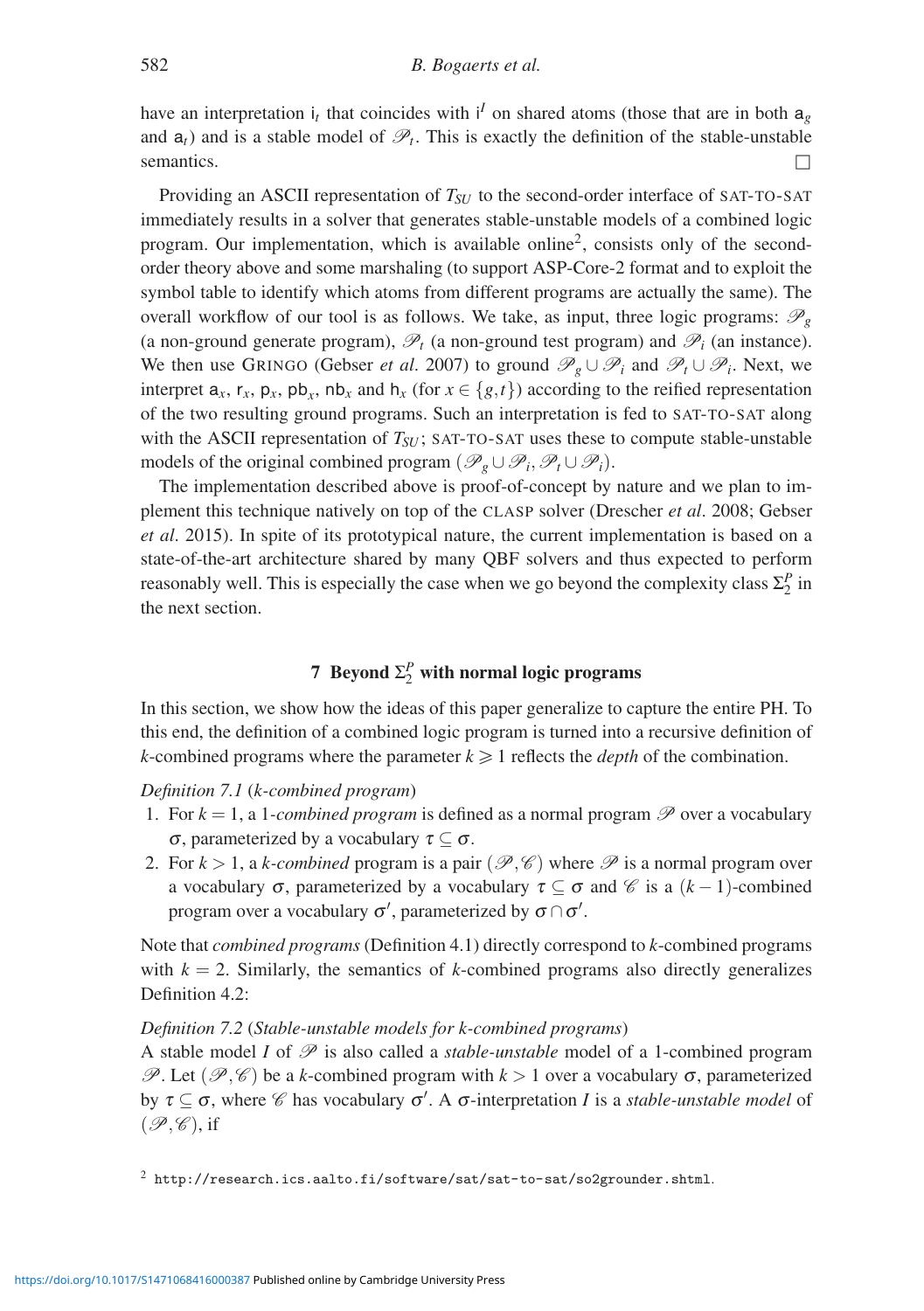have an interpretation $\mathsf{i}_t$ that coincides with $\mathsf{i}^I$ on shared atoms (those that are in both $\mathsf{a}_g$ and $\mathsf{a}_t$) and is a stable model of $\mathscr{P}_t$. This is exactly the definition of the stable-unstable semantics. □

Providing an ASCII representation of $T_{SU}$ to the second-order interface of SAT-TO-SAT immediately results in a solver that generates stable-unstable models of a combined logic program. Our implementation, which is available online[2], consists only of the second-order theory above and some marshaling (to support ASP-Core-2 format and to exploit the symbol table to identify which atoms from different programs are actually the same). The overall workflow of our tool is as follows. We take, as input, three logic programs: $\mathscr{P}_g$ (a non-ground generate program), $\mathscr{P}_t$ (a non-ground test program) and $\mathscr{P}_i$ (an instance). We then use GRINGO (Gebser *et al*. 2007) to ground $\mathscr{P}_g \cup \mathscr{P}_i$ and $\mathscr{P}_t \cup \mathscr{P}_i$. Next, we interpret $\mathsf{a}_x$, $\mathsf{r}_x$, $\mathsf{p}_x$, $\mathsf{pb}_x$, $\mathsf{nb}_x$ and $\mathsf{h}_x$ (for $x \in \{g,t\}$) according to the reified representation of the two resulting ground programs. Such an interpretation is fed to SAT-TO-SAT along with the ASCII representation of $T_{SU}$; SAT-TO-SAT uses these to compute stable-unstable models of the original combined program $(\mathscr{P}_g \cup \mathscr{P}_i, \mathscr{P}_t \cup \mathscr{P}_i)$.

The implementation described above is proof-of-concept by nature and we plan to implement this technique natively on top of the CLASP solver (Drescher *et al*. 2008; Gebser *et al*. 2015). In spite of its prototypical nature, the current implementation is based on a state-of-the-art architecture shared by many QBF solvers and thus expected to perform reasonably well. This is especially the case when we go beyond the complexity class $\Sigma_2^P$ in the next section.

## 7 Beyond $\Sigma_2^P$ with normal logic programs

In this section, we show how the ideas of this paper generalize to capture the entire PH. To this end, the definition of a combined logic program is turned into a recursive definition of $k$-combined programs where the parameter $k \geqslant 1$ reflects the *depth* of the combination.

*Definition 7.1* (*k-combined program*)

1. For $k = 1$, a 1-*combined program* is defined as a normal program $\mathscr{P}$ over a vocabulary $\sigma$, parameterized by a vocabulary $\tau \subseteq \sigma$.
2. For $k > 1$, a *k-combined* program is a pair $(\mathscr{P}, \mathscr{C})$ where $\mathscr{P}$ is a normal program over a vocabulary $\sigma$, parameterized by a vocabulary $\tau \subseteq \sigma$ and $\mathscr{C}$ is a $(k-1)$-combined program over a vocabulary $\sigma'$, parameterized by $\sigma \cap \sigma'$.

Note that *combined programs* (Definition 4.1) directly correspond to $k$-combined programs with $k = 2$. Similarly, the semantics of $k$-combined programs also directly generalizes Definition 4.2:

*Definition 7.2* (*Stable-unstable models for k-combined programs*)
A stable model $I$ of $\mathscr{P}$ is also called a *stable-unstable* model of a 1-combined program $\mathscr{P}$. Let $(\mathscr{P}, \mathscr{C})$ be a $k$-combined program with $k > 1$ over a vocabulary $\sigma$, parameterized by $\tau \subseteq \sigma$, where $\mathscr{C}$ has vocabulary $\sigma'$. A $\sigma$-interpretation $I$ is a *stable-unstable model* of $(\mathscr{P}, \mathscr{C})$, if

[2] http://research.ics.aalto.fi/software/sat/sat-to-sat/so2grounder.shtml.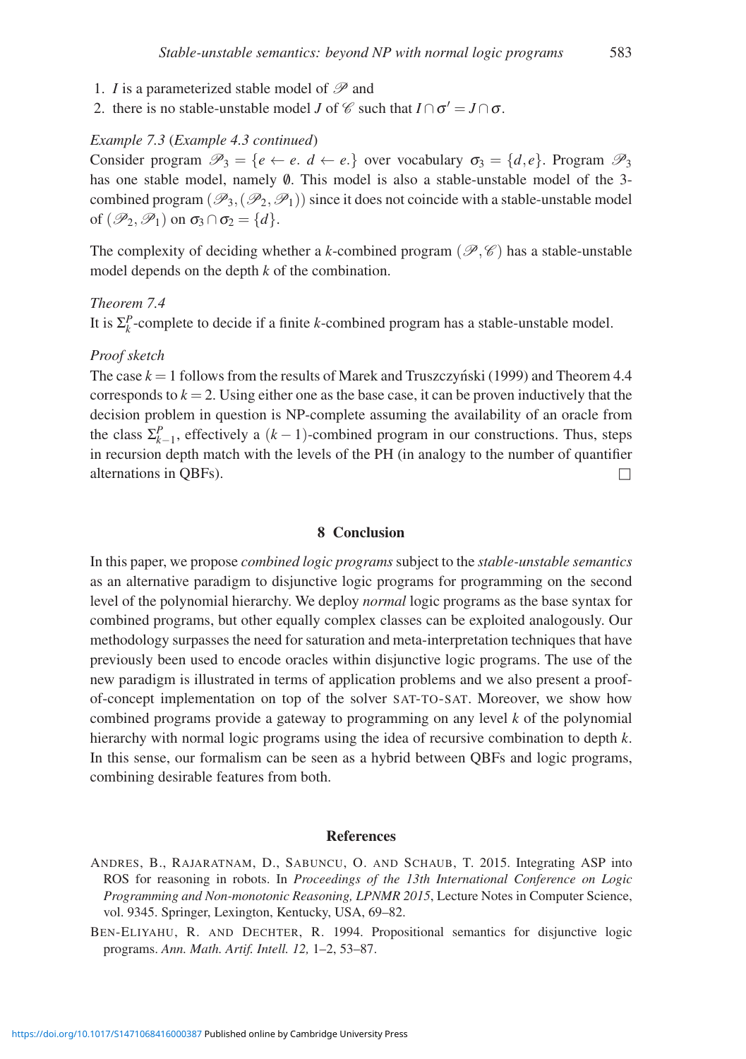1. $I$ is a parameterized stable model of $\mathscr{P}$ and
2. there is no stable-unstable model $J$ of $\mathscr{C}$ such that $I \cap \sigma' = J \cap \sigma$.

*Example 7.3* (*Example 4.3 continued*)
Consider program $\mathscr{P}_3 = \{e \leftarrow e.\ d \leftarrow e.\}$ over vocabulary $\sigma_3 = \{d, e\}$. Program $\mathscr{P}_3$ has one stable model, namely $\emptyset$. This model is also a stable-unstable model of the 3-combined program $(\mathscr{P}_3, (\mathscr{P}_2, \mathscr{P}_1))$ since it does not coincide with a stable-unstable model of $(\mathscr{P}_2, \mathscr{P}_1)$ on $\sigma_3 \cap \sigma_2 = \{d\}$.

The complexity of deciding whether a $k$-combined program $(\mathscr{P}, \mathscr{C})$ has a stable-unstable model depends on the depth $k$ of the combination.

*Theorem 7.4*
It is $\Sigma_k^P$-complete to decide if a finite $k$-combined program has a stable-unstable model.

*Proof sketch*
The case $k = 1$ follows from the results of Marek and Truszczyński (1999) and Theorem 4.4 corresponds to $k = 2$. Using either one as the base case, it can be proven inductively that the decision problem in question is NP-complete assuming the availability of an oracle from the class $\Sigma_{k-1}^P$, effectively a $(k-1)$-combined program in our constructions. Thus, steps in recursion depth match with the levels of the PH (in analogy to the number of quantifier alternations in QBFs). □

## 8 Conclusion

In this paper, we propose *combined logic programs* subject to the *stable-unstable semantics* as an alternative paradigm to disjunctive logic programs for programming on the second level of the polynomial hierarchy. We deploy *normal* logic programs as the base syntax for combined programs, but other equally complex classes can be exploited analogously. Our methodology surpasses the need for saturation and meta-interpretation techniques that have previously been used to encode oracles within disjunctive logic programs. The use of the new paradigm is illustrated in terms of application problems and we also present a proof-of-concept implementation on top of the solver SAT-TO-SAT. Moreover, we show how combined programs provide a gateway to programming on any level $k$ of the polynomial hierarchy with normal logic programs using the idea of recursive combination to depth $k$. In this sense, our formalism can be seen as a hybrid between QBFs and logic programs, combining desirable features from both.

## References

Andres, B., Rajaratnam, D., Sabuncu, O. and Schaub, T. 2015. Integrating ASP into ROS for reasoning in robots. In *Proceedings of the 13th International Conference on Logic Programming and Non-monotonic Reasoning, LPNMR 2015*, Lecture Notes in Computer Science, vol. 9345. Springer, Lexington, Kentucky, USA, 69–82.

Ben-Eliyahu, R. and Dechter, R. 1994. Propositional semantics for disjunctive logic programs. *Ann. Math. Artif. Intell. 12,* 1–2, 53–87.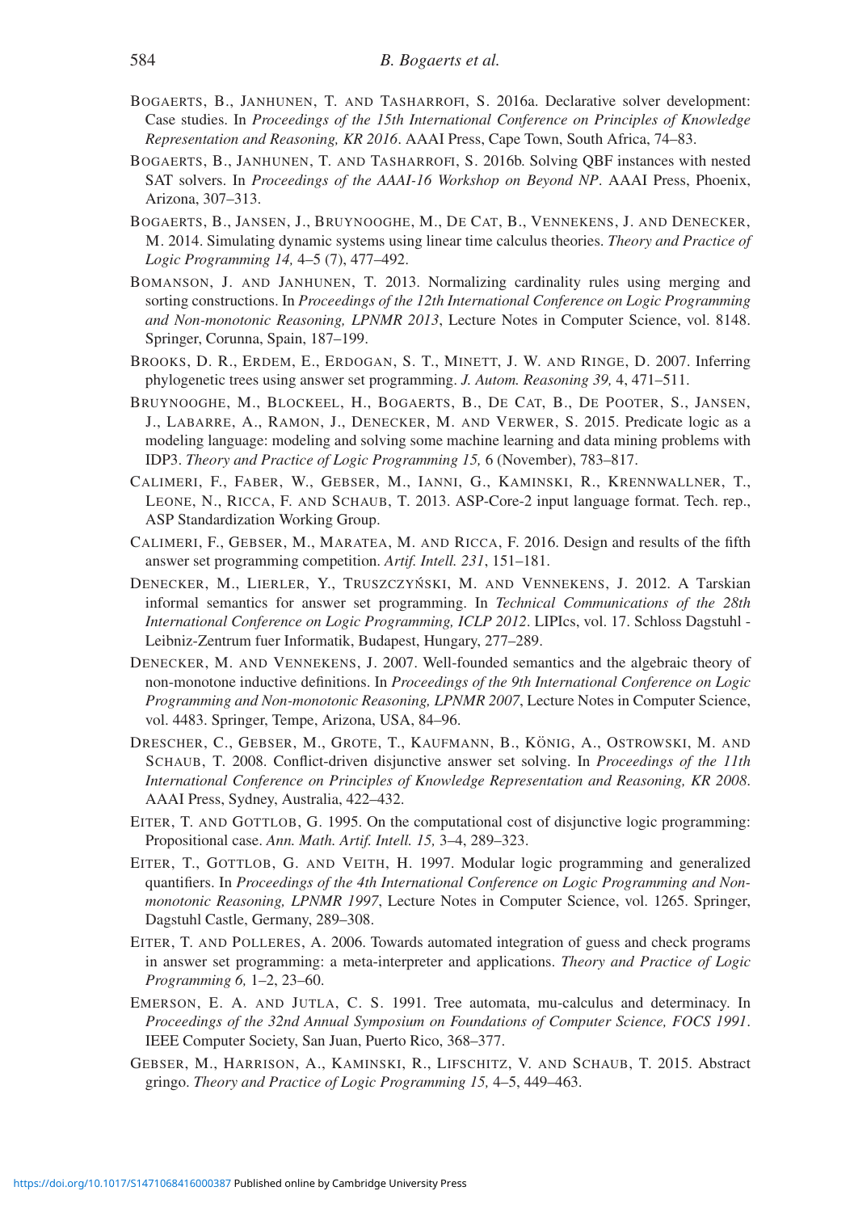Bogaerts, B., Janhunen, T. and Tasharrofi, S. 2016a. Declarative solver development: Case studies. In *Proceedings of the 15th International Conference on Principles of Knowledge Representation and Reasoning, KR 2016*. AAAI Press, Cape Town, South Africa, 74–83.

Bogaerts, B., Janhunen, T. and Tasharrofi, S. 2016b. Solving QBF instances with nested SAT solvers. In *Proceedings of the AAAI-16 Workshop on Beyond NP*. AAAI Press, Phoenix, Arizona, 307–313.

Bogaerts, B., Jansen, J., Bruynooghe, M., De Cat, B., Vennekens, J. and Denecker, M. 2014. Simulating dynamic systems using linear time calculus theories. *Theory and Practice of Logic Programming 14,* 4–5 (7), 477–492.

Bomanson, J. and Janhunen, T. 2013. Normalizing cardinality rules using merging and sorting constructions. In *Proceedings of the 12th International Conference on Logic Programming and Non-monotonic Reasoning, LPNMR 2013*, Lecture Notes in Computer Science, vol. 8148. Springer, Corunna, Spain, 187–199.

Brooks, D. R., Erdem, E., Erdogan, S. T., Minett, J. W. and Ringe, D. 2007. Inferring phylogenetic trees using answer set programming. *J. Autom. Reasoning 39,* 4, 471–511.

Bruynooghe, M., Blockeel, H., Bogaerts, B., De Cat, B., De Pooter, S., Jansen, J., Labarre, A., Ramon, J., Denecker, M. and Verwer, S. 2015. Predicate logic as a modeling language: modeling and solving some machine learning and data mining problems with IDP3. *Theory and Practice of Logic Programming 15,* 6 (November), 783–817.

Calimeri, F., Faber, W., Gebser, M., Ianni, G., Kaminski, R., Krennwallner, T., Leone, N., Ricca, F. and Schaub, T. 2013. ASP-Core-2 input language format. Tech. rep., ASP Standardization Working Group.

Calimeri, F., Gebser, M., Maratea, M. and Ricca, F. 2016. Design and results of the fifth answer set programming competition. *Artif. Intell. 231*, 151–181.

Denecker, M., Lierler, Y., Truszczyński, M. and Vennekens, J. 2012. A Tarskian informal semantics for answer set programming. In *Technical Communications of the 28th International Conference on Logic Programming, ICLP 2012*. LIPIcs, vol. 17. Schloss Dagstuhl - Leibniz-Zentrum fuer Informatik, Budapest, Hungary, 277–289.

Denecker, M. and Vennekens, J. 2007. Well-founded semantics and the algebraic theory of non-monotone inductive definitions. In *Proceedings of the 9th International Conference on Logic Programming and Non-monotonic Reasoning, LPNMR 2007*, Lecture Notes in Computer Science, vol. 4483. Springer, Tempe, Arizona, USA, 84–96.

Drescher, C., Gebser, M., Grote, T., Kaufmann, B., König, A., Ostrowski, M. and Schaub, T. 2008. Conflict-driven disjunctive answer set solving. In *Proceedings of the 11th International Conference on Principles of Knowledge Representation and Reasoning, KR 2008*. AAAI Press, Sydney, Australia, 422–432.

Eiter, T. and Gottlob, G. 1995. On the computational cost of disjunctive logic programming: Propositional case. *Ann. Math. Artif. Intell. 15,* 3–4, 289–323.

Eiter, T., Gottlob, G. and Veith, H. 1997. Modular logic programming and generalized quantifiers. In *Proceedings of the 4th International Conference on Logic Programming and Non-monotonic Reasoning, LPNMR 1997*, Lecture Notes in Computer Science, vol. 1265. Springer, Dagstuhl Castle, Germany, 289–308.

Eiter, T. and Polleres, A. 2006. Towards automated integration of guess and check programs in answer set programming: a meta-interpreter and applications. *Theory and Practice of Logic Programming 6,* 1–2, 23–60.

Emerson, E. A. and Jutla, C. S. 1991. Tree automata, mu-calculus and determinacy. In *Proceedings of the 32nd Annual Symposium on Foundations of Computer Science, FOCS 1991*. IEEE Computer Society, San Juan, Puerto Rico, 368–377.

Gebser, M., Harrison, A., Kaminski, R., Lifschitz, V. and Schaub, T. 2015. Abstract gringo. *Theory and Practice of Logic Programming 15,* 4–5, 449–463.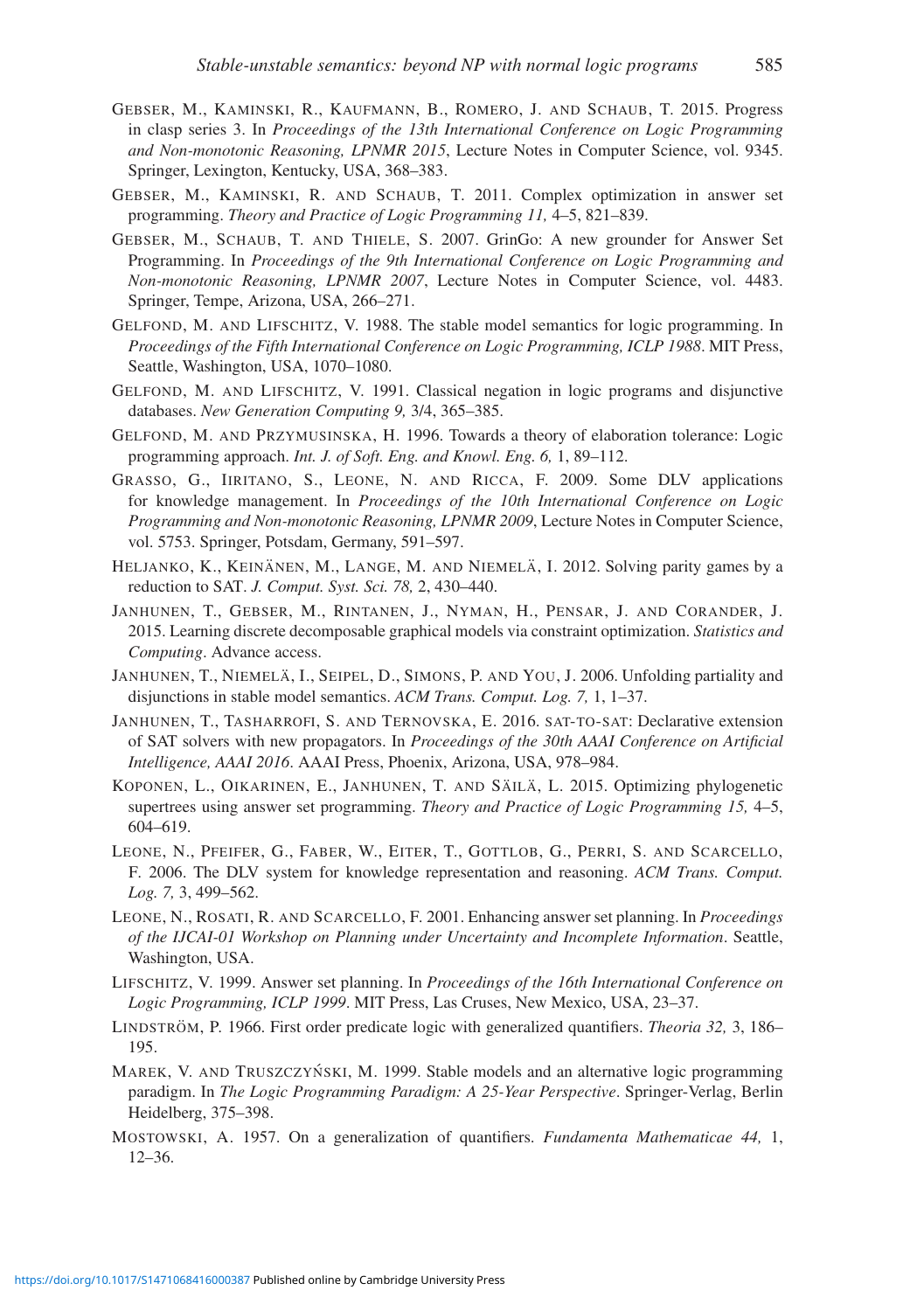Gebser, M., Kaminski, R., Kaufmann, B., Romero, J. and Schaub, T. 2015. Progress in clasp series 3. In *Proceedings of the 13th International Conference on Logic Programming and Non-monotonic Reasoning, LPNMR 2015*, Lecture Notes in Computer Science, vol. 9345. Springer, Lexington, Kentucky, USA, 368–383.

Gebser, M., Kaminski, R. and Schaub, T. 2011. Complex optimization in answer set programming. *Theory and Practice of Logic Programming 11,* 4–5, 821–839.

Gebser, M., Schaub, T. and Thiele, S. 2007. GrinGo: A new grounder for Answer Set Programming. In *Proceedings of the 9th International Conference on Logic Programming and Non-monotonic Reasoning, LPNMR 2007*, Lecture Notes in Computer Science, vol. 4483. Springer, Tempe, Arizona, USA, 266–271.

Gelfond, M. and Lifschitz, V. 1988. The stable model semantics for logic programming. In *Proceedings of the Fifth International Conference on Logic Programming, ICLP 1988*. MIT Press, Seattle, Washington, USA, 1070–1080.

Gelfond, M. and Lifschitz, V. 1991. Classical negation in logic programs and disjunctive databases. *New Generation Computing 9,* 3/4, 365–385.

Gelfond, M. and Przymusinska, H. 1996. Towards a theory of elaboration tolerance: Logic programming approach. *Int. J. of Soft. Eng. and Knowl. Eng. 6,* 1, 89–112.

Grasso, G., Iiritano, S., Leone, N. and Ricca, F. 2009. Some DLV applications for knowledge management. In *Proceedings of the 10th International Conference on Logic Programming and Non-monotonic Reasoning, LPNMR 2009*, Lecture Notes in Computer Science, vol. 5753. Springer, Potsdam, Germany, 591–597.

Heljanko, K., Keinänen, M., Lange, M. and Niemelä, I. 2012. Solving parity games by a reduction to SAT. *J. Comput. Syst. Sci. 78,* 2, 430–440.

Janhunen, T., Gebser, M., Rintanen, J., Nyman, H., Pensar, J. and Corander, J. 2015. Learning discrete decomposable graphical models via constraint optimization. *Statistics and Computing*. Advance access.

Janhunen, T., Niemelä, I., Seipel, D., Simons, P. and You, J. 2006. Unfolding partiality and disjunctions in stable model semantics. *ACM Trans. Comput. Log. 7,* 1, 1–37.

Janhunen, T., Tasharrofi, S. and Ternovska, E. 2016. sat-to-sat: Declarative extension of SAT solvers with new propagators. In *Proceedings of the 30th AAAI Conference on Artificial Intelligence, AAAI 2016*. AAAI Press, Phoenix, Arizona, USA, 978–984.

Koponen, L., Oikarinen, E., Janhunen, T. and Säilä, L. 2015. Optimizing phylogenetic supertrees using answer set programming. *Theory and Practice of Logic Programming 15,* 4–5, 604–619.

Leone, N., Pfeifer, G., Faber, W., Eiter, T., Gottlob, G., Perri, S. and Scarcello, F. 2006. The DLV system for knowledge representation and reasoning. *ACM Trans. Comput. Log. 7,* 3, 499–562.

Leone, N., Rosati, R. and Scarcello, F. 2001. Enhancing answer set planning. In *Proceedings of the IJCAI-01 Workshop on Planning under Uncertainty and Incomplete Information*. Seattle, Washington, USA.

Lifschitz, V. 1999. Answer set planning. In *Proceedings of the 16th International Conference on Logic Programming, ICLP 1999*. MIT Press, Las Cruses, New Mexico, USA, 23–37.

Lindström, P. 1966. First order predicate logic with generalized quantifiers. *Theoria 32,* 3, 186–195.

Marek, V. and Truszczyński, M. 1999. Stable models and an alternative logic programming paradigm. In *The Logic Programming Paradigm: A 25-Year Perspective*. Springer-Verlag, Berlin Heidelberg, 375–398.

Mostowski, A. 1957. On a generalization of quantifiers. *Fundamenta Mathematicae 44,* 1, 12–36.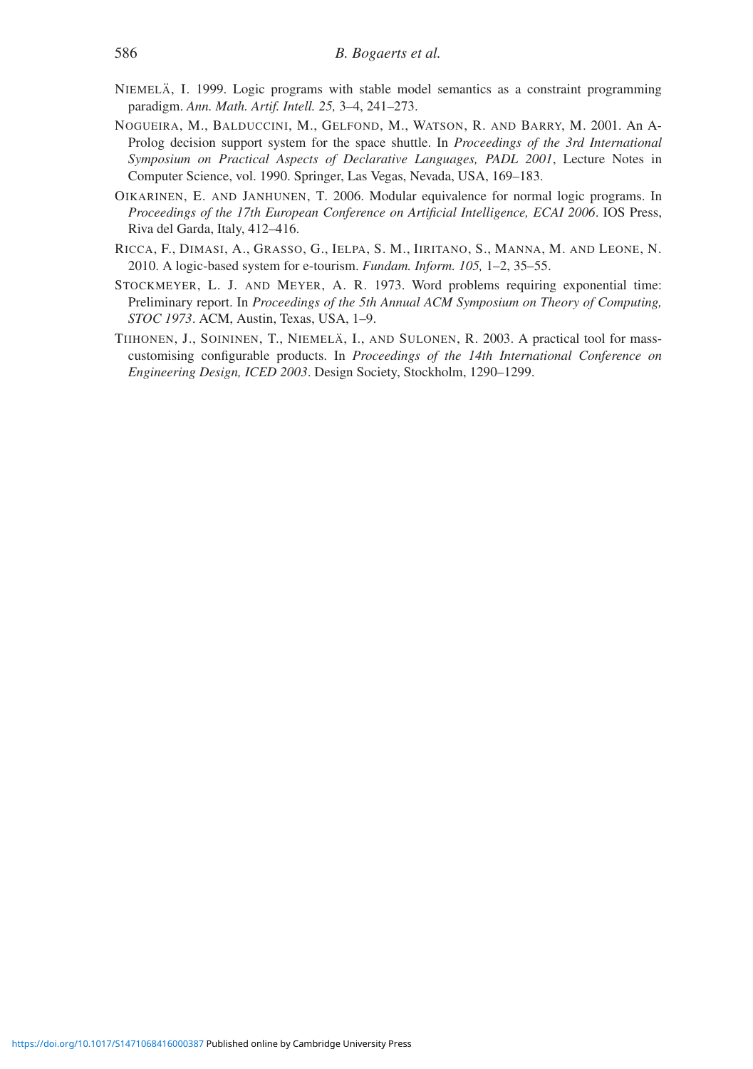Niemelä, I. 1999. Logic programs with stable model semantics as a constraint programming paradigm. *Ann. Math. Artif. Intell. 25,* 3–4, 241–273.

Nogueira, M., Balduccini, M., Gelfond, M., Watson, R. and Barry, M. 2001. An A-Prolog decision support system for the space shuttle. In *Proceedings of the 3rd International Symposium on Practical Aspects of Declarative Languages, PADL 2001*, Lecture Notes in Computer Science, vol. 1990. Springer, Las Vegas, Nevada, USA, 169–183.

Oikarinen, E. and Janhunen, T. 2006. Modular equivalence for normal logic programs. In *Proceedings of the 17th European Conference on Artificial Intelligence, ECAI 2006*. IOS Press, Riva del Garda, Italy, 412–416.

Ricca, F., Dimasi, A., Grasso, G., Ielpa, S. M., Iiritano, S., Manna, M. and Leone, N. 2010. A logic-based system for e-tourism. *Fundam. Inform. 105,* 1–2, 35–55.

Stockmeyer, L. J. and Meyer, A. R. 1973. Word problems requiring exponential time: Preliminary report. In *Proceedings of the 5th Annual ACM Symposium on Theory of Computing, STOC 1973*. ACM, Austin, Texas, USA, 1–9.

Tiihonen, J., Soininen, T., Niemelä, I., and Sulonen, R. 2003. A practical tool for mass-customising configurable products. In *Proceedings of the 14th International Conference on Engineering Design, ICED 2003*. Design Society, Stockholm, 1290–1299.